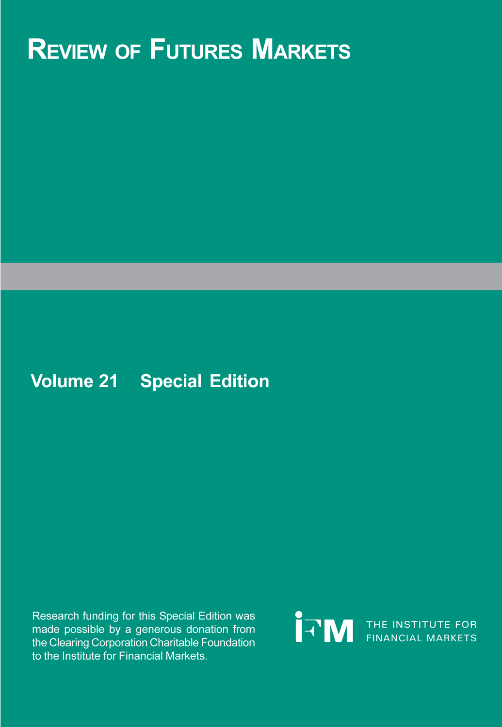# Review of Futures Markets

**Volume 21 Special Edition**

Research funding for this Special Edition was made possible by a generous donation from the Clearing Corporation Charitable Foundation to the Institute for Financial Markets.

IFM THE INSTITUTE FOR FINANCIAL MARKETS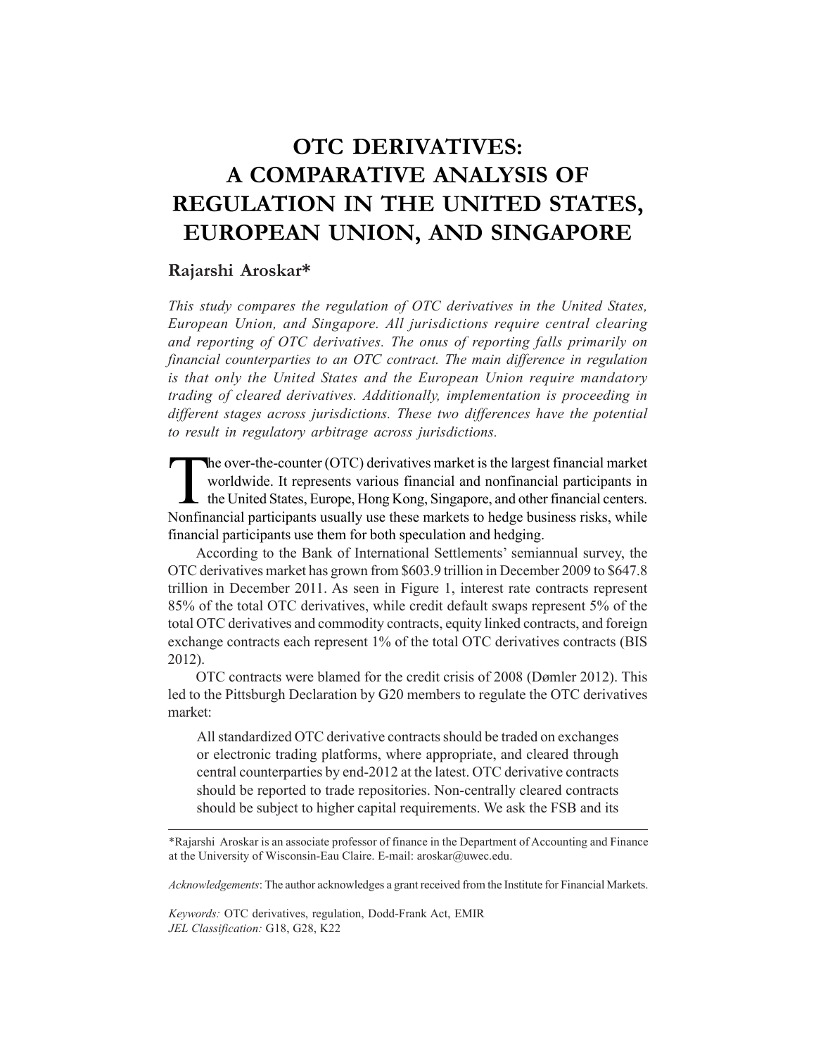# OTC DERIVATIVES: A COMPARATIVE ANALYSIS OF REGULATION IN THE UNITED STATES, EUROPEAN UNION, AND SINGAPORE

**Rajarshi Aroskar***

*This study compares the regulation of OTC derivatives in the United States, European Union, and Singapore. All jurisdictions require central clearing and reporting of OTC derivatives. The onus of reporting falls primarily on financial counterparties to an OTC contract. The main difference in regulation is that only the United States and the European Union require mandatory trading of cleared derivatives. Additionally, implementation is proceeding in different stages across jurisdictions. These two differences have the potential to result in regulatory arbitrage across jurisdictions.*

The over-the-counter (OTC) derivatives market is the largest financial market worldwide. It represents various financial and nonfinancial participants in the United States, Europe, Hong Kong, Singapore, and other financial centers. Nonfinancial participants usually use these markets to hedge business risks, while financial participants use them for both speculation and hedging.

According to the Bank of International Settlements' semiannual survey, the OTC derivatives market has grown from $603.9 trillion in December 2009 to $647.8 trillion in December 2011. As seen in Figure 1, interest rate contracts represent 85% of the total OTC derivatives, while credit default swaps represent 5% of the total OTC derivatives and commodity contracts, equity linked contracts, and foreign exchange contracts each represent 1% of the total OTC derivatives contracts (BIS 2012).

OTC contracts were blamed for the credit crisis of 2008 (Dømler 2012). This led to the Pittsburgh Declaration by G20 members to regulate the OTC derivatives market:

> All standardized OTC derivative contracts should be traded on exchanges or electronic trading platforms, where appropriate, and cleared through central counterparties by end-2012 at the latest. OTC derivative contracts should be reported to trade repositories. Non-centrally cleared contracts should be subject to higher capital requirements. We ask the FSB and its

---

*Rajarshi Aroskar is an associate professor of finance in the Department of Accounting and Finance at the University of Wisconsin-Eau Claire. E-mail: aroskar@uwec.edu.

*Acknowledgements*: The author acknowledges a grant received from the Institute for Financial Markets.

*Keywords:* OTC derivatives, regulation, Dodd-Frank Act, EMIR
*JEL Classification:* G18, G28, K22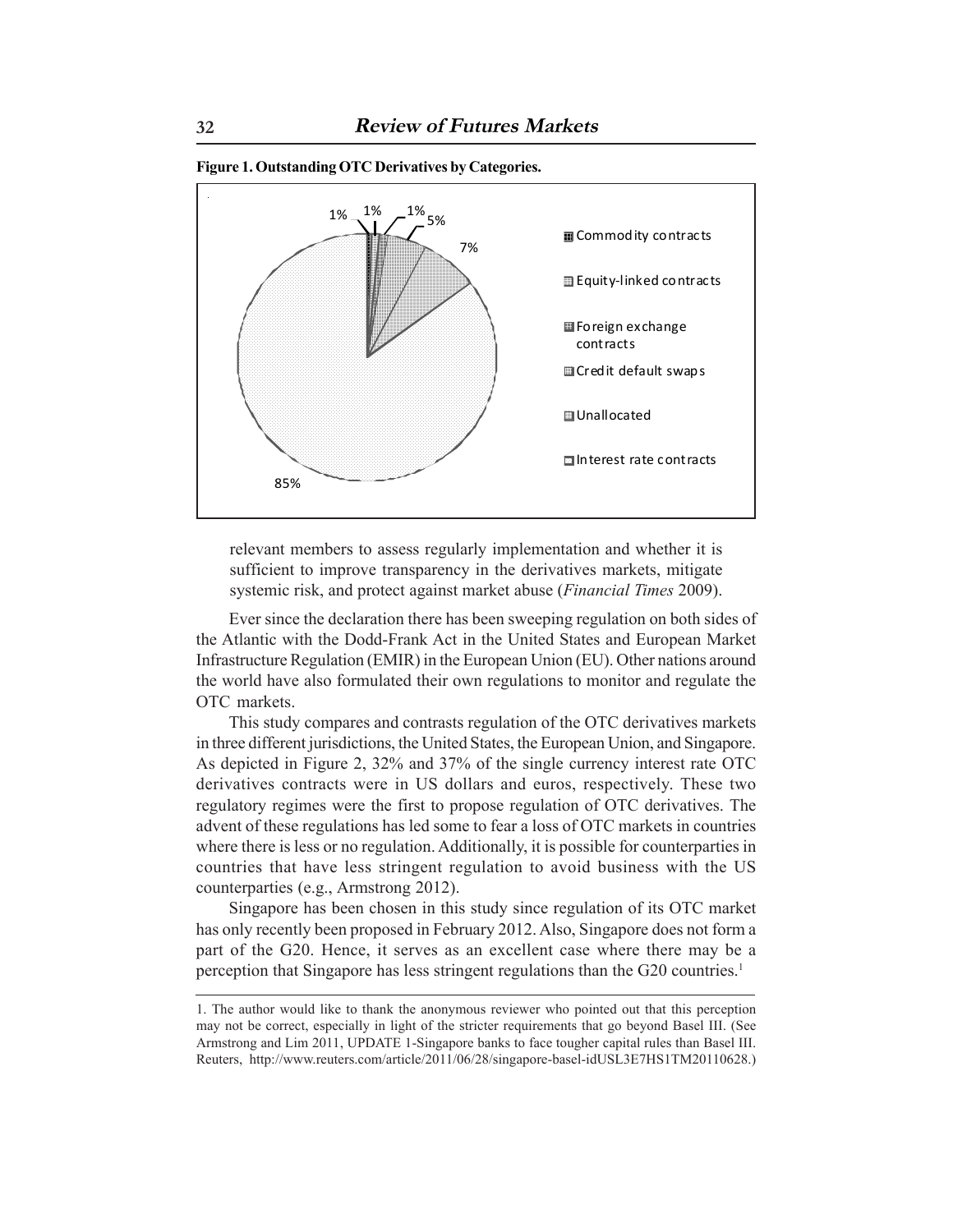**Figure 1. Outstanding OTC Derivatives by Categories.**

relevant members to assess regularly implementation and whether it is sufficient to improve transparency in the derivatives markets, mitigate systemic risk, and protect against market abuse (*Financial Times* 2009).

Ever since the declaration there has been sweeping regulation on both sides of the Atlantic with the Dodd-Frank Act in the United States and European Market Infrastructure Regulation (EMIR) in the European Union (EU). Other nations around the world have also formulated their own regulations to monitor and regulate the OTC markets.

This study compares and contrasts regulation of the OTC derivatives markets in three different jurisdictions, the United States, the European Union, and Singapore. As depicted in Figure 2, 32% and 37% of the single currency interest rate OTC derivatives contracts were in US dollars and euros, respectively. These two regulatory regimes were the first to propose regulation of OTC derivatives. The advent of these regulations has led some to fear a loss of OTC markets in countries where there is less or no regulation. Additionally, it is possible for counterparties in countries that have less stringent regulation to avoid business with the US counterparties (e.g., Armstrong 2012).

Singapore has been chosen in this study since regulation of its OTC market has only recently been proposed in February 2012. Also, Singapore does not form a part of the G20. Hence, it serves as an excellent case where there may be a perception that Singapore has less stringent regulations than the G20 countries.[1]

---

1. The author would like to thank the anonymous reviewer who pointed out that this perception may not be correct, especially in light of the stricter requirements that go beyond Basel III. (See Armstrong and Lim 2011, UPDATE 1-Singapore banks to face tougher capital rules than Basel III. Reuters, http://www.reuters.com/article/2011/06/28/singapore-basel-idUSL3E7HS1TM20110628.)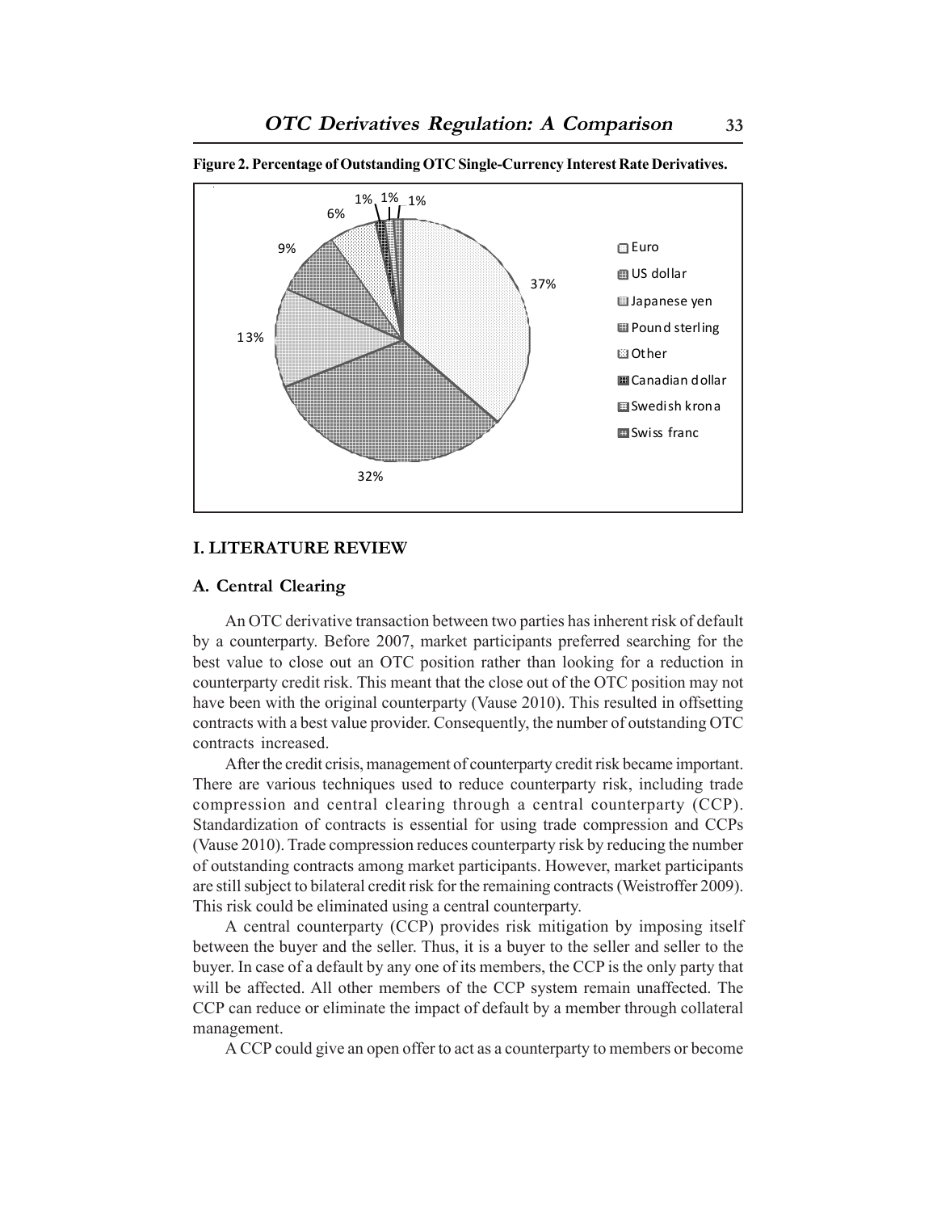**Figure 2. Percentage of Outstanding OTC Single-Currency Interest Rate Derivatives.**

## I. LITERATURE REVIEW

### A. Central Clearing

An OTC derivative transaction between two parties has inherent risk of default by a counterparty. Before 2007, market participants preferred searching for the best value to close out an OTC position rather than looking for a reduction in counterparty credit risk. This meant that the close out of the OTC position may not have been with the original counterparty (Vause 2010). This resulted in offsetting contracts with a best value provider. Consequently, the number of outstanding OTC contracts increased.

After the credit crisis, management of counterparty credit risk became important. There are various techniques used to reduce counterparty risk, including trade compression and central clearing through a central counterparty (CCP). Standardization of contracts is essential for using trade compression and CCPs (Vause 2010). Trade compression reduces counterparty risk by reducing the number of outstanding contracts among market participants. However, market participants are still subject to bilateral credit risk for the remaining contracts (Weistroffer 2009). This risk could be eliminated using a central counterparty.

A central counterparty (CCP) provides risk mitigation by imposing itself between the buyer and the seller. Thus, it is a buyer to the seller and seller to the buyer. In case of a default by any one of its members, the CCP is the only party that will be affected. All other members of the CCP system remain unaffected. The CCP can reduce or eliminate the impact of default by a member through collateral management.

A CCP could give an open offer to act as a counterparty to members or become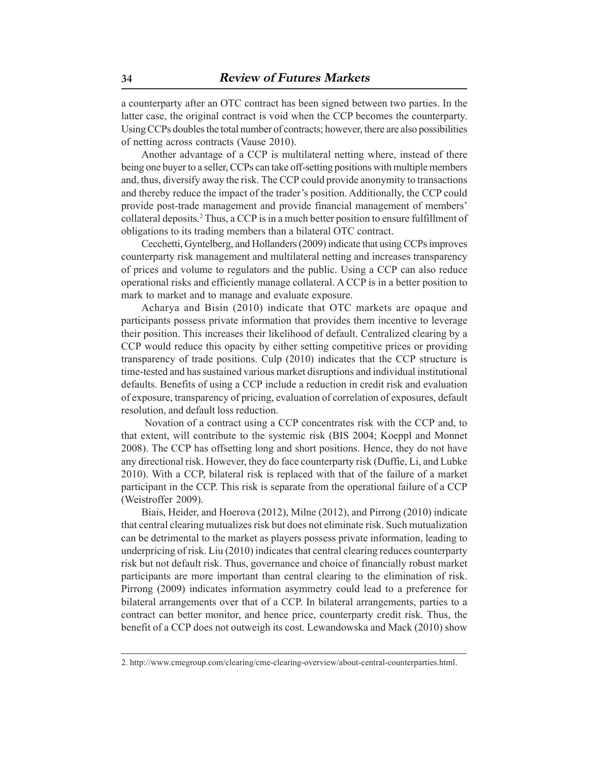a counterparty after an OTC contract has been signed between two parties. In the latter case, the original contract is void when the CCP becomes the counterparty. Using CCPs doubles the total number of contracts; however, there are also possibilities of netting across contracts (Vause 2010).

Another advantage of a CCP is multilateral netting where, instead of there being one buyer to a seller, CCPs can take off-setting positions with multiple members and, thus, diversify away the risk. The CCP could provide anonymity to transactions and thereby reduce the impact of the trader's position. Additionally, the CCP could provide post-trade management and provide financial management of members' collateral deposits.[2] Thus, a CCP is in a much better position to ensure fulfillment of obligations to its trading members than a bilateral OTC contract.

Cecchetti, Gyntelberg, and Hollanders (2009) indicate that using CCPs improves counterparty risk management and multilateral netting and increases transparency of prices and volume to regulators and the public. Using a CCP can also reduce operational risks and efficiently manage collateral. A CCP is in a better position to mark to market and to manage and evaluate exposure.

Acharya and Bisin (2010) indicate that OTC markets are opaque and participants possess private information that provides them incentive to leverage their position. This increases their likelihood of default. Centralized clearing by a CCP would reduce this opacity by either setting competitive prices or providing transparency of trade positions. Culp (2010) indicates that the CCP structure is time-tested and has sustained various market disruptions and individual institutional defaults. Benefits of using a CCP include a reduction in credit risk and evaluation of exposure, transparency of pricing, evaluation of correlation of exposures, default resolution, and default loss reduction.

Novation of a contract using a CCP concentrates risk with the CCP and, to that extent, will contribute to the systemic risk (BIS 2004; Koeppl and Monnet 2008). The CCP has offsetting long and short positions. Hence, they do not have any directional risk. However, they do face counterparty risk (Duffie, Li, and Lubke 2010). With a CCP, bilateral risk is replaced with that of the failure of a market participant in the CCP. This risk is separate from the operational failure of a CCP (Weistroffer 2009).

Biais, Heider, and Hoerova (2012), Milne (2012), and Pirrong (2010) indicate that central clearing mutualizes risk but does not eliminate risk. Such mutualization can be detrimental to the market as players possess private information, leading to underpricing of risk. Liu (2010) indicates that central clearing reduces counterparty risk but not default risk. Thus, governance and choice of financially robust market participants are more important than central clearing to the elimination of risk. Pirrong (2009) indicates information asymmetry could lead to a preference for bilateral arrangements over that of a CCP. In bilateral arrangements, parties to a contract can better monitor, and hence price, counterparty credit risk. Thus, the benefit of a CCP does not outweigh its cost. Lewandowska and Mack (2010) show

---

2. http://www.cmegroup.com/clearing/cme-clearing-overview/about-central-counterparties.html.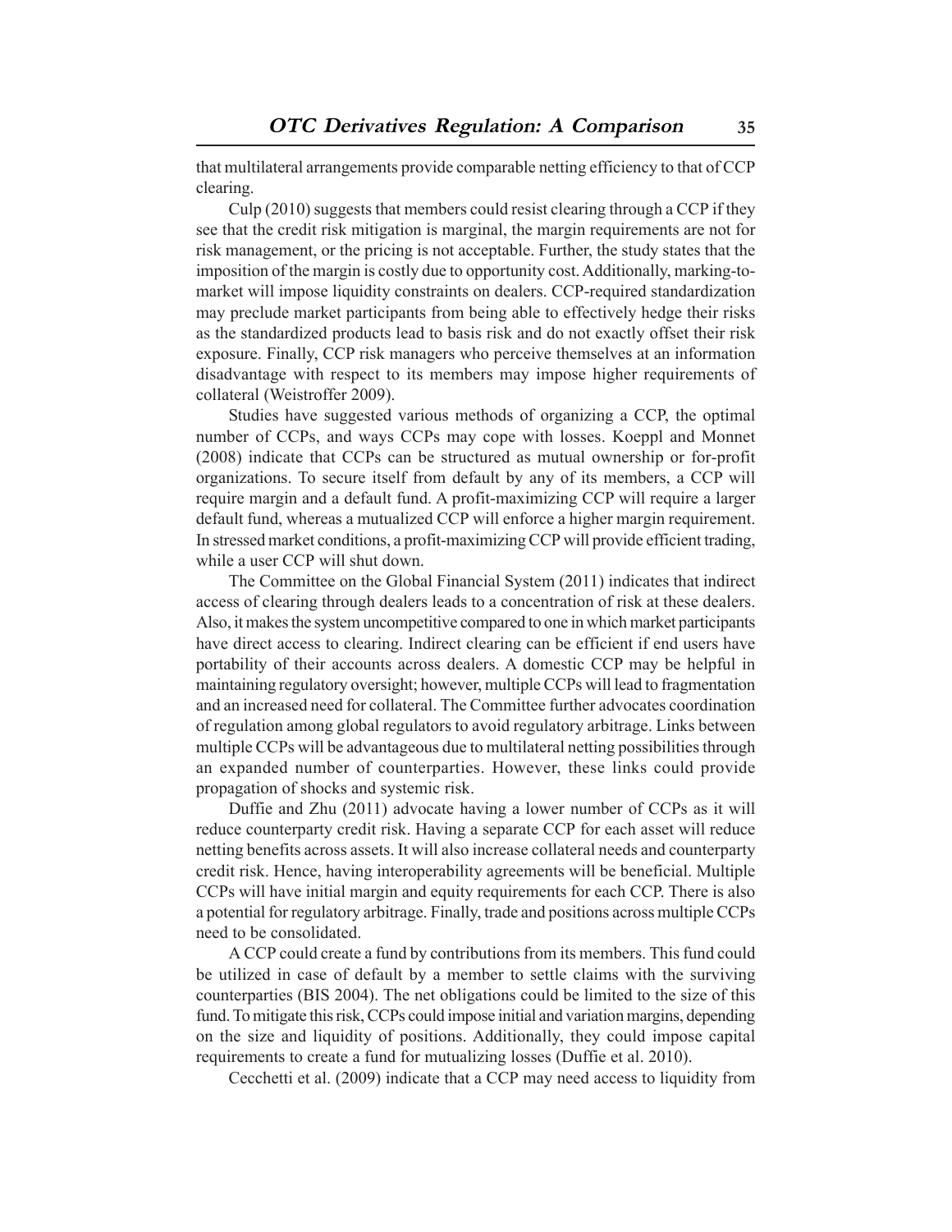that multilateral arrangements provide comparable netting efficiency to that of CCP clearing.

Culp (2010) suggests that members could resist clearing through a CCP if they see that the credit risk mitigation is marginal, the margin requirements are not for risk management, or the pricing is not acceptable. Further, the study states that the imposition of the margin is costly due to opportunity cost. Additionally, marking-to-market will impose liquidity constraints on dealers. CCP-required standardization may preclude market participants from being able to effectively hedge their risks as the standardized products lead to basis risk and do not exactly offset their risk exposure. Finally, CCP risk managers who perceive themselves at an information disadvantage with respect to its members may impose higher requirements of collateral (Weistroffer 2009).

Studies have suggested various methods of organizing a CCP, the optimal number of CCPs, and ways CCPs may cope with losses. Koeppl and Monnet (2008) indicate that CCPs can be structured as mutual ownership or for-profit organizations. To secure itself from default by any of its members, a CCP will require margin and a default fund. A profit-maximizing CCP will require a larger default fund, whereas a mutualized CCP will enforce a higher margin requirement. In stressed market conditions, a profit-maximizing CCP will provide efficient trading, while a user CCP will shut down.

The Committee on the Global Financial System (2011) indicates that indirect access of clearing through dealers leads to a concentration of risk at these dealers. Also, it makes the system uncompetitive compared to one in which market participants have direct access to clearing. Indirect clearing can be efficient if end users have portability of their accounts across dealers. A domestic CCP may be helpful in maintaining regulatory oversight; however, multiple CCPs will lead to fragmentation and an increased need for collateral. The Committee further advocates coordination of regulation among global regulators to avoid regulatory arbitrage. Links between multiple CCPs will be advantageous due to multilateral netting possibilities through an expanded number of counterparties. However, these links could provide propagation of shocks and systemic risk.

Duffie and Zhu (2011) advocate having a lower number of CCPs as it will reduce counterparty credit risk. Having a separate CCP for each asset will reduce netting benefits across assets. It will also increase collateral needs and counterparty credit risk. Hence, having interoperability agreements will be beneficial. Multiple CCPs will have initial margin and equity requirements for each CCP. There is also a potential for regulatory arbitrage. Finally, trade and positions across multiple CCPs need to be consolidated.

A CCP could create a fund by contributions from its members. This fund could be utilized in case of default by a member to settle claims with the surviving counterparties (BIS 2004). The net obligations could be limited to the size of this fund. To mitigate this risk, CCPs could impose initial and variation margins, depending on the size and liquidity of positions. Additionally, they could impose capital requirements to create a fund for mutualizing losses (Duffie et al. 2010).

Cecchetti et al. (2009) indicate that a CCP may need access to liquidity from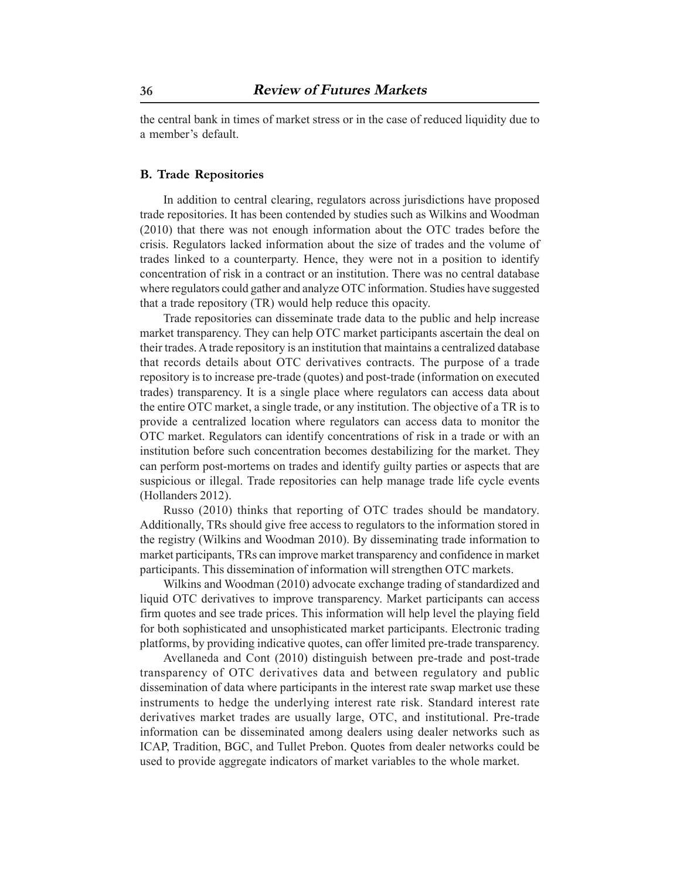the central bank in times of market stress or in the case of reduced liquidity due to a member's default.

### B. Trade Repositories

In addition to central clearing, regulators across jurisdictions have proposed trade repositories. It has been contended by studies such as Wilkins and Woodman (2010) that there was not enough information about the OTC trades before the crisis. Regulators lacked information about the size of trades and the volume of trades linked to a counterparty. Hence, they were not in a position to identify concentration of risk in a contract or an institution. There was no central database where regulators could gather and analyze OTC information. Studies have suggested that a trade repository (TR) would help reduce this opacity.

Trade repositories can disseminate trade data to the public and help increase market transparency. They can help OTC market participants ascertain the deal on their trades. A trade repository is an institution that maintains a centralized database that records details about OTC derivatives contracts. The purpose of a trade repository is to increase pre-trade (quotes) and post-trade (information on executed trades) transparency. It is a single place where regulators can access data about the entire OTC market, a single trade, or any institution. The objective of a TR is to provide a centralized location where regulators can access data to monitor the OTC market. Regulators can identify concentrations of risk in a trade or with an institution before such concentration becomes destabilizing for the market. They can perform post-mortems on trades and identify guilty parties or aspects that are suspicious or illegal. Trade repositories can help manage trade life cycle events (Hollanders 2012).

Russo (2010) thinks that reporting of OTC trades should be mandatory. Additionally, TRs should give free access to regulators to the information stored in the registry (Wilkins and Woodman 2010). By disseminating trade information to market participants, TRs can improve market transparency and confidence in market participants. This dissemination of information will strengthen OTC markets.

Wilkins and Woodman (2010) advocate exchange trading of standardized and liquid OTC derivatives to improve transparency. Market participants can access firm quotes and see trade prices. This information will help level the playing field for both sophisticated and unsophisticated market participants. Electronic trading platforms, by providing indicative quotes, can offer limited pre-trade transparency.

Avellaneda and Cont (2010) distinguish between pre-trade and post-trade transparency of OTC derivatives data and between regulatory and public dissemination of data where participants in the interest rate swap market use these instruments to hedge the underlying interest rate risk. Standard interest rate derivatives market trades are usually large, OTC, and institutional. Pre-trade information can be disseminated among dealers using dealer networks such as ICAP, Tradition, BGC, and Tullet Prebon. Quotes from dealer networks could be used to provide aggregate indicators of market variables to the whole market.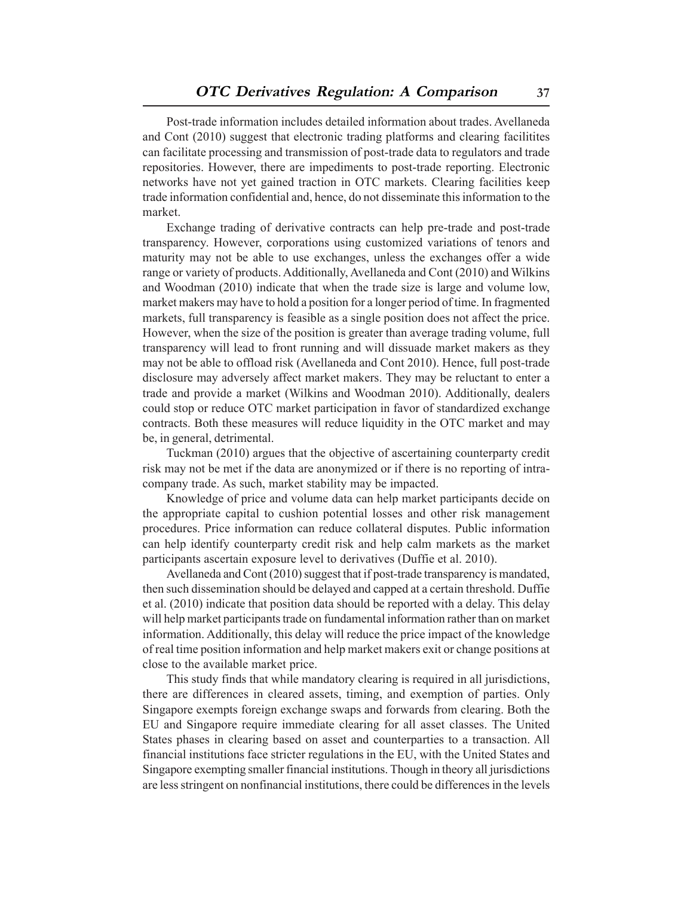Post-trade information includes detailed information about trades. Avellaneda and Cont (2010) suggest that electronic trading platforms and clearing facilitites can facilitate processing and transmission of post-trade data to regulators and trade repositories. However, there are impediments to post-trade reporting. Electronic networks have not yet gained traction in OTC markets. Clearing facilities keep trade information confidential and, hence, do not disseminate this information to the market.

Exchange trading of derivative contracts can help pre-trade and post-trade transparency. However, corporations using customized variations of tenors and maturity may not be able to use exchanges, unless the exchanges offer a wide range or variety of products. Additionally, Avellaneda and Cont (2010) and Wilkins and Woodman (2010) indicate that when the trade size is large and volume low, market makers may have to hold a position for a longer period of time. In fragmented markets, full transparency is feasible as a single position does not affect the price. However, when the size of the position is greater than average trading volume, full transparency will lead to front running and will dissuade market makers as they may not be able to offload risk (Avellaneda and Cont 2010). Hence, full post-trade disclosure may adversely affect market makers. They may be reluctant to enter a trade and provide a market (Wilkins and Woodman 2010). Additionally, dealers could stop or reduce OTC market participation in favor of standardized exchange contracts. Both these measures will reduce liquidity in the OTC market and may be, in general, detrimental.

Tuckman (2010) argues that the objective of ascertaining counterparty credit risk may not be met if the data are anonymized or if there is no reporting of intra-company trade. As such, market stability may be impacted.

Knowledge of price and volume data can help market participants decide on the appropriate capital to cushion potential losses and other risk management procedures. Price information can reduce collateral disputes. Public information can help identify counterparty credit risk and help calm markets as the market participants ascertain exposure level to derivatives (Duffie et al. 2010).

Avellaneda and Cont (2010) suggest that if post-trade transparency is mandated, then such dissemination should be delayed and capped at a certain threshold. Duffie et al. (2010) indicate that position data should be reported with a delay. This delay will help market participants trade on fundamental information rather than on market information. Additionally, this delay will reduce the price impact of the knowledge of real time position information and help market makers exit or change positions at close to the available market price.

This study finds that while mandatory clearing is required in all jurisdictions, there are differences in cleared assets, timing, and exemption of parties. Only Singapore exempts foreign exchange swaps and forwards from clearing. Both the EU and Singapore require immediate clearing for all asset classes. The United States phases in clearing based on asset and counterparties to a transaction. All financial institutions face stricter regulations in the EU, with the United States and Singapore exempting smaller financial institutions. Though in theory all jurisdictions are less stringent on nonfinancial institutions, there could be differences in the levels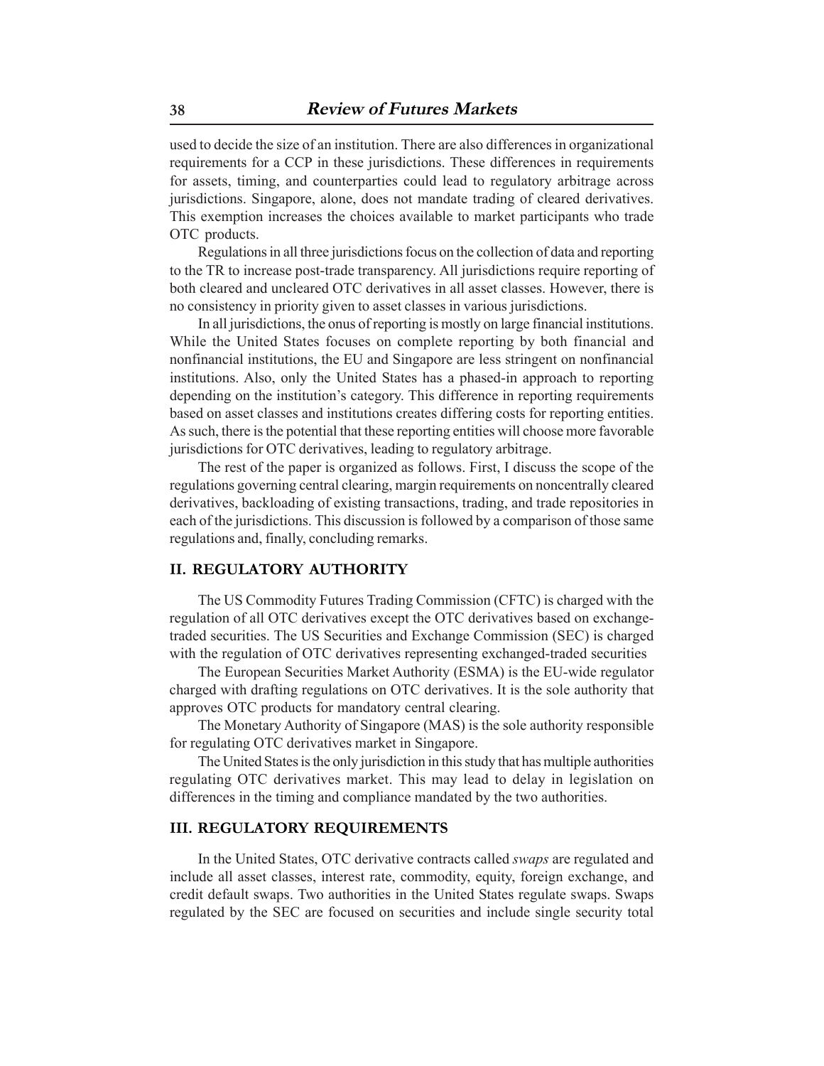used to decide the size of an institution. There are also differences in organizational requirements for a CCP in these jurisdictions. These differences in requirements for assets, timing, and counterparties could lead to regulatory arbitrage across jurisdictions. Singapore, alone, does not mandate trading of cleared derivatives. This exemption increases the choices available to market participants who trade OTC products.

Regulations in all three jurisdictions focus on the collection of data and reporting to the TR to increase post-trade transparency. All jurisdictions require reporting of both cleared and uncleared OTC derivatives in all asset classes. However, there is no consistency in priority given to asset classes in various jurisdictions.

In all jurisdictions, the onus of reporting is mostly on large financial institutions. While the United States focuses on complete reporting by both financial and nonfinancial institutions, the EU and Singapore are less stringent on nonfinancial institutions. Also, only the United States has a phased-in approach to reporting depending on the institution's category. This difference in reporting requirements based on asset classes and institutions creates differing costs for reporting entities. As such, there is the potential that these reporting entities will choose more favorable jurisdictions for OTC derivatives, leading to regulatory arbitrage.

The rest of the paper is organized as follows. First, I discuss the scope of the regulations governing central clearing, margin requirements on noncentrally cleared derivatives, backloading of existing transactions, trading, and trade repositories in each of the jurisdictions. This discussion is followed by a comparison of those same regulations and, finally, concluding remarks.

## II. REGULATORY AUTHORITY

The US Commodity Futures Trading Commission (CFTC) is charged with the regulation of all OTC derivatives except the OTC derivatives based on exchange-traded securities. The US Securities and Exchange Commission (SEC) is charged with the regulation of OTC derivatives representing exchanged-traded securities

The European Securities Market Authority (ESMA) is the EU-wide regulator charged with drafting regulations on OTC derivatives. It is the sole authority that approves OTC products for mandatory central clearing.

The Monetary Authority of Singapore (MAS) is the sole authority responsible for regulating OTC derivatives market in Singapore.

The United States is the only jurisdiction in this study that has multiple authorities regulating OTC derivatives market. This may lead to delay in legislation on differences in the timing and compliance mandated by the two authorities.

## III. REGULATORY REQUIREMENTS

In the United States, OTC derivative contracts called *swaps* are regulated and include all asset classes, interest rate, commodity, equity, foreign exchange, and credit default swaps. Two authorities in the United States regulate swaps. Swaps regulated by the SEC are focused on securities and include single security total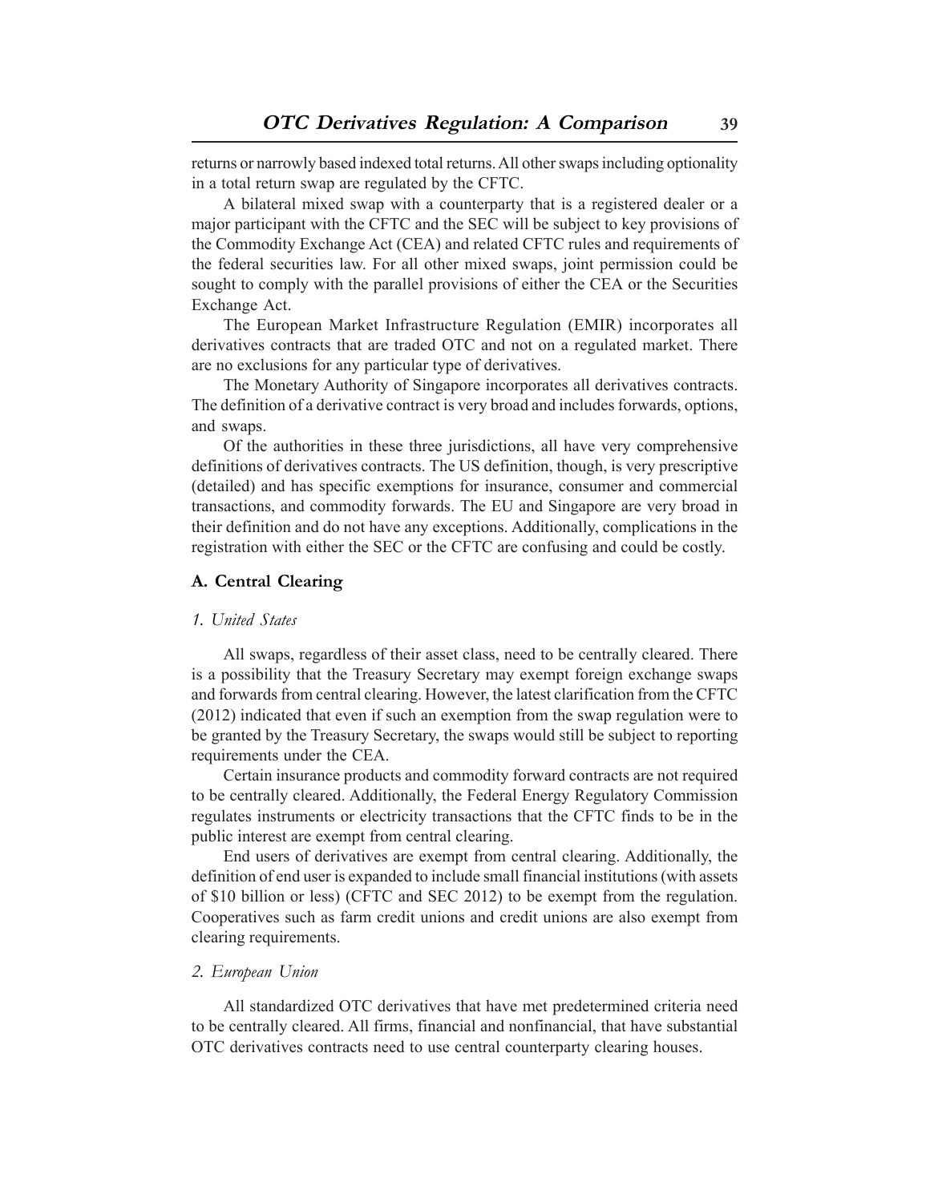returns or narrowly based indexed total returns. All other swaps including optionality in a total return swap are regulated by the CFTC.

A bilateral mixed swap with a counterparty that is a registered dealer or a major participant with the CFTC and the SEC will be subject to key provisions of the Commodity Exchange Act (CEA) and related CFTC rules and requirements of the federal securities law. For all other mixed swaps, joint permission could be sought to comply with the parallel provisions of either the CEA or the Securities Exchange Act.

The European Market Infrastructure Regulation (EMIR) incorporates all derivatives contracts that are traded OTC and not on a regulated market. There are no exclusions for any particular type of derivatives.

The Monetary Authority of Singapore incorporates all derivatives contracts. The definition of a derivative contract is very broad and includes forwards, options, and swaps.

Of the authorities in these three jurisdictions, all have very comprehensive definitions of derivatives contracts. The US definition, though, is very prescriptive (detailed) and has specific exemptions for insurance, consumer and commercial transactions, and commodity forwards. The EU and Singapore are very broad in their definition and do not have any exceptions. Additionally, complications in the registration with either the SEC or the CFTC are confusing and could be costly.

### A. Central Clearing

#### *1. United States*

All swaps, regardless of their asset class, need to be centrally cleared. There is a possibility that the Treasury Secretary may exempt foreign exchange swaps and forwards from central clearing. However, the latest clarification from the CFTC (2012) indicated that even if such an exemption from the swap regulation were to be granted by the Treasury Secretary, the swaps would still be subject to reporting requirements under the CEA.

Certain insurance products and commodity forward contracts are not required to be centrally cleared. Additionally, the Federal Energy Regulatory Commission regulates instruments or electricity transactions that the CFTC finds to be in the public interest are exempt from central clearing.

End users of derivatives are exempt from central clearing. Additionally, the definition of end user is expanded to include small financial institutions (with assets of $10 billion or less) (CFTC and SEC 2012) to be exempt from the regulation. Cooperatives such as farm credit unions and credit unions are also exempt from clearing requirements.

#### *2. European Union*

All standardized OTC derivatives that have met predetermined criteria need to be centrally cleared. All firms, financial and nonfinancial, that have substantial OTC derivatives contracts need to use central counterparty clearing houses.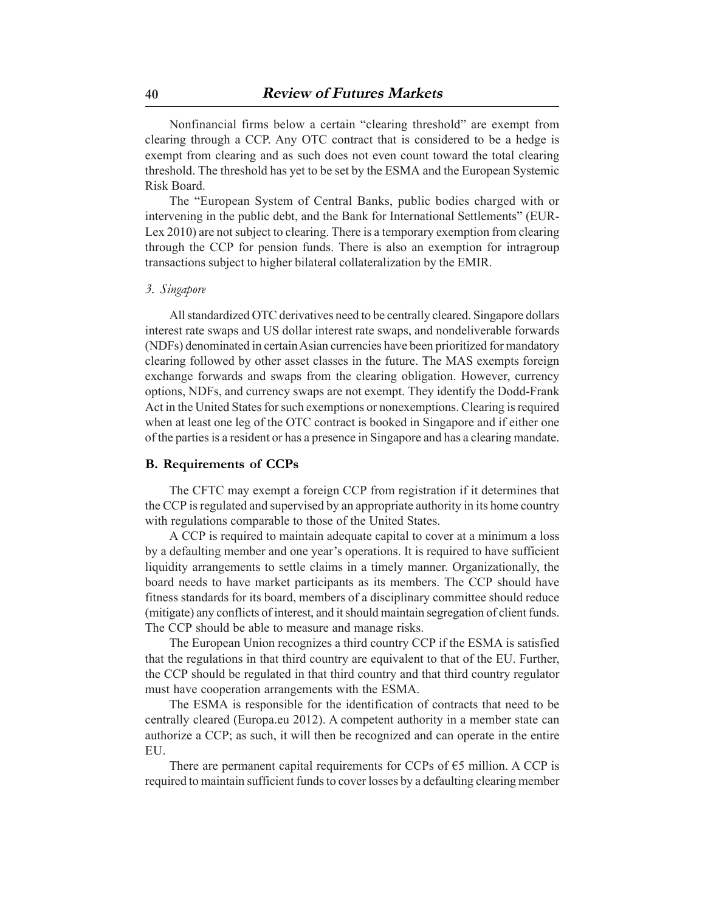Nonfinancial firms below a certain "clearing threshold" are exempt from clearing through a CCP. Any OTC contract that is considered to be a hedge is exempt from clearing and as such does not even count toward the total clearing threshold. The threshold has yet to be set by the ESMA and the European Systemic Risk Board.

The "European System of Central Banks, public bodies charged with or intervening in the public debt, and the Bank for International Settlements" (EUR-Lex 2010) are not subject to clearing. There is a temporary exemption from clearing through the CCP for pension funds. There is also an exemption for intragroup transactions subject to higher bilateral collateralization by the EMIR.

#### *3. Singapore*

All standardized OTC derivatives need to be centrally cleared. Singapore dollars interest rate swaps and US dollar interest rate swaps, and nondeliverable forwards (NDFs) denominated in certain Asian currencies have been prioritized for mandatory clearing followed by other asset classes in the future. The MAS exempts foreign exchange forwards and swaps from the clearing obligation. However, currency options, NDFs, and currency swaps are not exempt. They identify the Dodd-Frank Act in the United States for such exemptions or nonexemptions. Clearing is required when at least one leg of the OTC contract is booked in Singapore and if either one of the parties is a resident or has a presence in Singapore and has a clearing mandate.

### B. Requirements of CCPs

The CFTC may exempt a foreign CCP from registration if it determines that the CCP is regulated and supervised by an appropriate authority in its home country with regulations comparable to those of the United States.

A CCP is required to maintain adequate capital to cover at a minimum a loss by a defaulting member and one year's operations. It is required to have sufficient liquidity arrangements to settle claims in a timely manner. Organizationally, the board needs to have market participants as its members. The CCP should have fitness standards for its board, members of a disciplinary committee should reduce (mitigate) any conflicts of interest, and it should maintain segregation of client funds. The CCP should be able to measure and manage risks.

The European Union recognizes a third country CCP if the ESMA is satisfied that the regulations in that third country are equivalent to that of the EU. Further, the CCP should be regulated in that third country and that third country regulator must have cooperation arrangements with the ESMA.

The ESMA is responsible for the identification of contracts that need to be centrally cleared (Europa.eu 2012). A competent authority in a member state can authorize a CCP; as such, it will then be recognized and can operate in the entire EU.

There are permanent capital requirements for CCPs of €5 million. A CCP is required to maintain sufficient funds to cover losses by a defaulting clearing member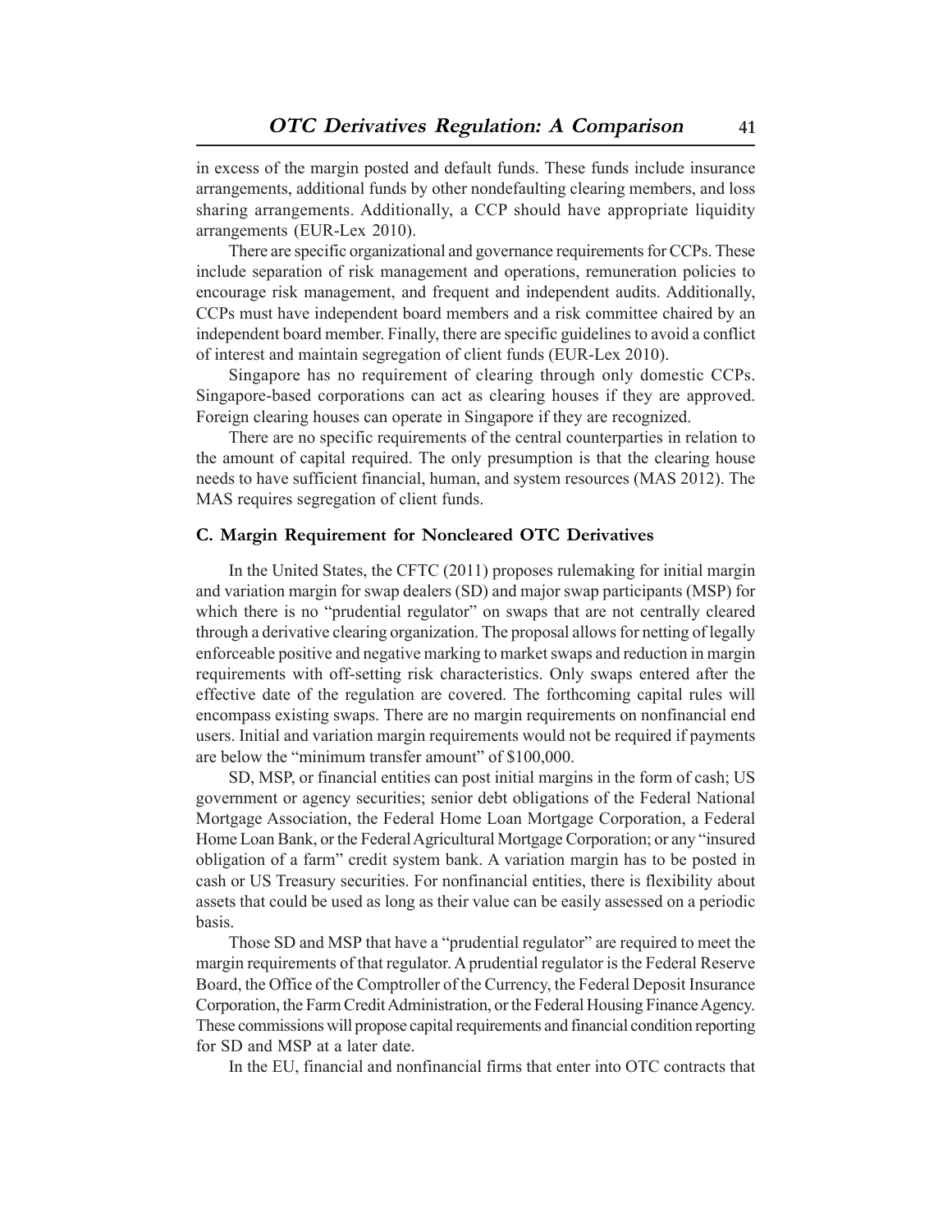in excess of the margin posted and default funds. These funds include insurance arrangements, additional funds by other nondefaulting clearing members, and loss sharing arrangements. Additionally, a CCP should have appropriate liquidity arrangements (EUR-Lex 2010).

There are specific organizational and governance requirements for CCPs. These include separation of risk management and operations, remuneration policies to encourage risk management, and frequent and independent audits. Additionally, CCPs must have independent board members and a risk committee chaired by an independent board member. Finally, there are specific guidelines to avoid a conflict of interest and maintain segregation of client funds (EUR-Lex 2010).

Singapore has no requirement of clearing through only domestic CCPs. Singapore-based corporations can act as clearing houses if they are approved. Foreign clearing houses can operate in Singapore if they are recognized.

There are no specific requirements of the central counterparties in relation to the amount of capital required. The only presumption is that the clearing house needs to have sufficient financial, human, and system resources (MAS 2012). The MAS requires segregation of client funds.

### C. Margin Requirement for Noncleared OTC Derivatives

In the United States, the CFTC (2011) proposes rulemaking for initial margin and variation margin for swap dealers (SD) and major swap participants (MSP) for which there is no "prudential regulator" on swaps that are not centrally cleared through a derivative clearing organization. The proposal allows for netting of legally enforceable positive and negative marking to market swaps and reduction in margin requirements with off-setting risk characteristics. Only swaps entered after the effective date of the regulation are covered. The forthcoming capital rules will encompass existing swaps. There are no margin requirements on nonfinancial end users. Initial and variation margin requirements would not be required if payments are below the "minimum transfer amount" of $100,000.

SD, MSP, or financial entities can post initial margins in the form of cash; US government or agency securities; senior debt obligations of the Federal National Mortgage Association, the Federal Home Loan Mortgage Corporation, a Federal Home Loan Bank, or the Federal Agricultural Mortgage Corporation; or any "insured obligation of a farm" credit system bank. A variation margin has to be posted in cash or US Treasury securities. For nonfinancial entities, there is flexibility about assets that could be used as long as their value can be easily assessed on a periodic basis.

Those SD and MSP that have a "prudential regulator" are required to meet the margin requirements of that regulator. A prudential regulator is the Federal Reserve Board, the Office of the Comptroller of the Currency, the Federal Deposit Insurance Corporation, the Farm Credit Administration, or the Federal Housing Finance Agency. These commissions will propose capital requirements and financial condition reporting for SD and MSP at a later date.

In the EU, financial and nonfinancial firms that enter into OTC contracts that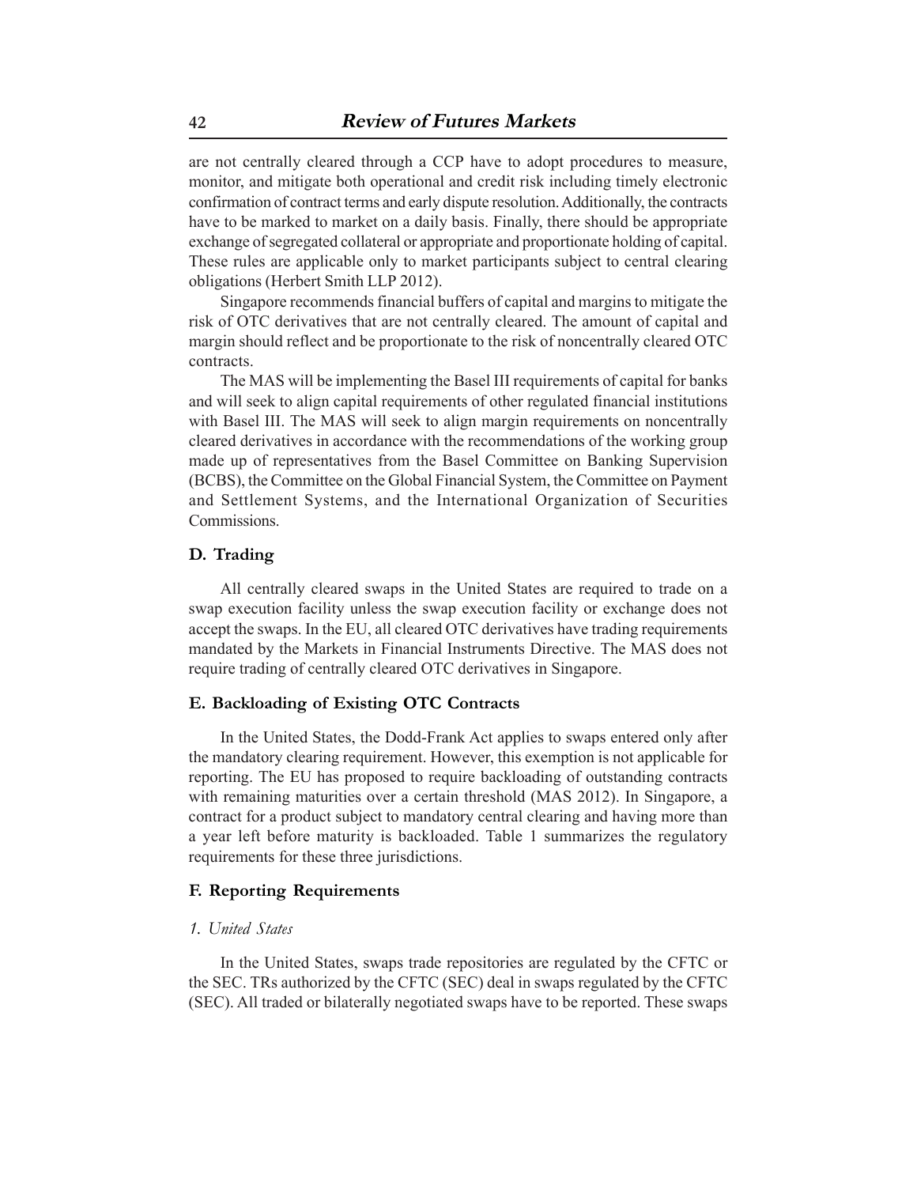are not centrally cleared through a CCP have to adopt procedures to measure, monitor, and mitigate both operational and credit risk including timely electronic confirmation of contract terms and early dispute resolution. Additionally, the contracts have to be marked to market on a daily basis. Finally, there should be appropriate exchange of segregated collateral or appropriate and proportionate holding of capital. These rules are applicable only to market participants subject to central clearing obligations (Herbert Smith LLP 2012).

Singapore recommends financial buffers of capital and margins to mitigate the risk of OTC derivatives that are not centrally cleared. The amount of capital and margin should reflect and be proportionate to the risk of noncentrally cleared OTC contracts.

The MAS will be implementing the Basel III requirements of capital for banks and will seek to align capital requirements of other regulated financial institutions with Basel III. The MAS will seek to align margin requirements on noncentrally cleared derivatives in accordance with the recommendations of the working group made up of representatives from the Basel Committee on Banking Supervision (BCBS), the Committee on the Global Financial System, the Committee on Payment and Settlement Systems, and the International Organization of Securities Commissions.

### D. Trading

All centrally cleared swaps in the United States are required to trade on a swap execution facility unless the swap execution facility or exchange does not accept the swaps. In the EU, all cleared OTC derivatives have trading requirements mandated by the Markets in Financial Instruments Directive. The MAS does not require trading of centrally cleared OTC derivatives in Singapore.

### E. Backloading of Existing OTC Contracts

In the United States, the Dodd-Frank Act applies to swaps entered only after the mandatory clearing requirement. However, this exemption is not applicable for reporting. The EU has proposed to require backloading of outstanding contracts with remaining maturities over a certain threshold (MAS 2012). In Singapore, a contract for a product subject to mandatory central clearing and having more than a year left before maturity is backloaded. Table 1 summarizes the regulatory requirements for these three jurisdictions.

### F. Reporting Requirements

#### *1. United States*

In the United States, swaps trade repositories are regulated by the CFTC or the SEC. TRs authorized by the CFTC (SEC) deal in swaps regulated by the CFTC (SEC). All traded or bilaterally negotiated swaps have to be reported. These swaps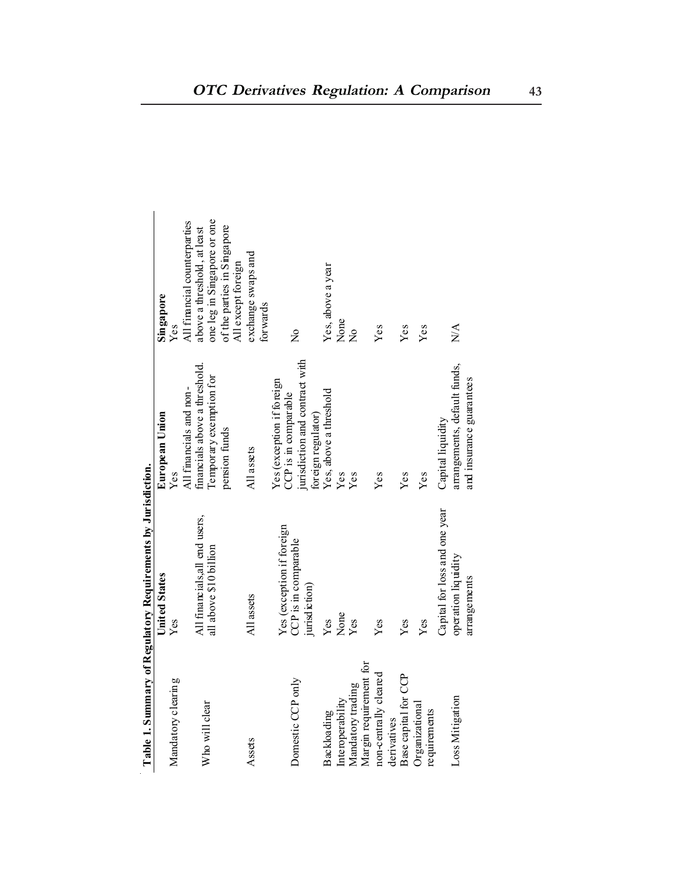**Table 1. Summary of Regulatory Requirements by Jurisdiction.**

| | United States | European Union | Singapore |
|---|---|---|---|
| Mandatory clearing | Yes | Yes | Yes |
| Who will clear | All financials, all end users, all above $10 billion | All financials and non-financials above a threshold. Temporary exemption for pension funds | All financial counterparties above a threshold, at least one leg in Singapore or one of the parties in Singapore |
| Assets | All assets | All assets | All except foreign exchange swaps and forwards |
| Domestic CCP only | Yes (exception if foreign CCP is in comparable jurisdiction) | Yes (exception if foreign CCP is in comparable jurisdiction and contract with foreign regulator) | No |
| Backloading | Yes | Yes, above a threshold | Yes, above a year |
| Interoperability | None | Yes | None |
| Mandatory trading | Yes | Yes | No |
| Margin requirement for non-centrally cleared derivatives | Yes | Yes | Yes |
| Base capital for CCP | Yes | Yes | Yes |
| Organizational requirements | Yes | Yes | Yes |
| Loss Mitigation | Capital for loss and one year operation liquidity arrangements | Capital liquidity arrangements, default funds, and insurance guarantees | N/A |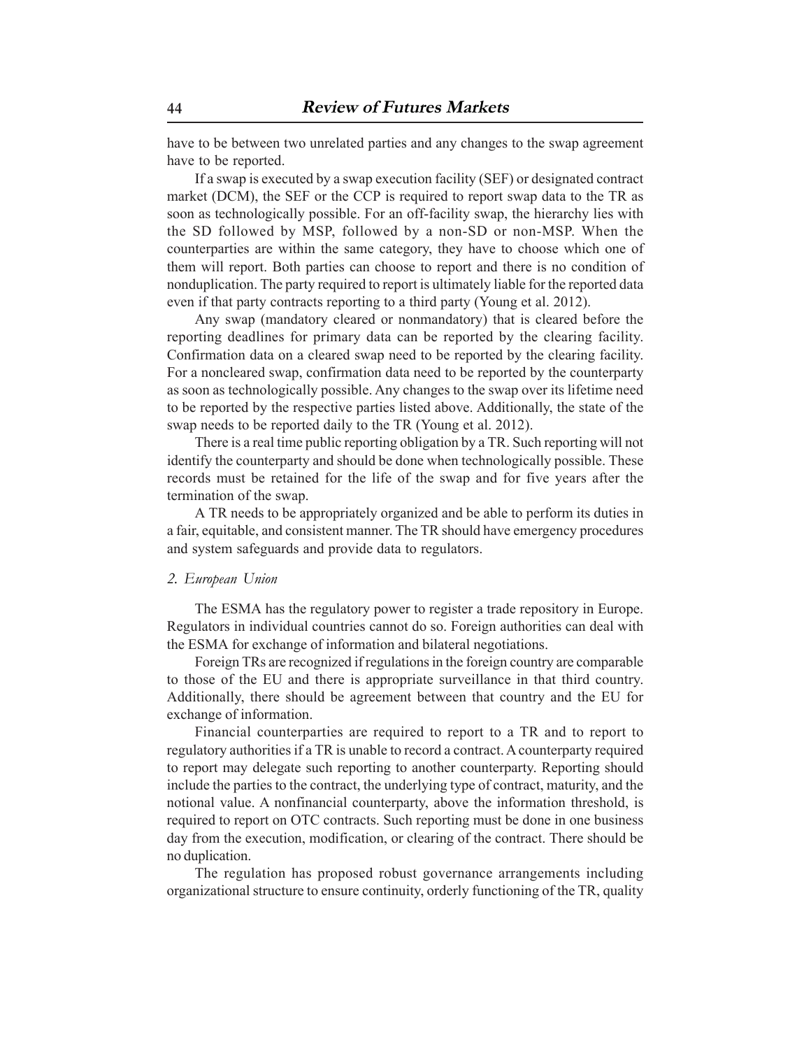have to be between two unrelated parties and any changes to the swap agreement have to be reported.

If a swap is executed by a swap execution facility (SEF) or designated contract market (DCM), the SEF or the CCP is required to report swap data to the TR as soon as technologically possible. For an off-facility swap, the hierarchy lies with the SD followed by MSP, followed by a non-SD or non-MSP. When the counterparties are within the same category, they have to choose which one of them will report. Both parties can choose to report and there is no condition of nonduplication. The party required to report is ultimately liable for the reported data even if that party contracts reporting to a third party (Young et al. 2012).

Any swap (mandatory cleared or nonmandatory) that is cleared before the reporting deadlines for primary data can be reported by the clearing facility. Confirmation data on a cleared swap need to be reported by the clearing facility. For a noncleared swap, confirmation data need to be reported by the counterparty as soon as technologically possible. Any changes to the swap over its lifetime need to be reported by the respective parties listed above. Additionally, the state of the swap needs to be reported daily to the TR (Young et al. 2012).

There is a real time public reporting obligation by a TR. Such reporting will not identify the counterparty and should be done when technologically possible. These records must be retained for the life of the swap and for five years after the termination of the swap.

A TR needs to be appropriately organized and be able to perform its duties in a fair, equitable, and consistent manner. The TR should have emergency procedures and system safeguards and provide data to regulators.

### *2. European Union*

The ESMA has the regulatory power to register a trade repository in Europe. Regulators in individual countries cannot do so. Foreign authorities can deal with the ESMA for exchange of information and bilateral negotiations.

Foreign TRs are recognized if regulations in the foreign country are comparable to those of the EU and there is appropriate surveillance in that third country. Additionally, there should be agreement between that country and the EU for exchange of information.

Financial counterparties are required to report to a TR and to report to regulatory authorities if a TR is unable to record a contract. A counterparty required to report may delegate such reporting to another counterparty. Reporting should include the parties to the contract, the underlying type of contract, maturity, and the notional value. A nonfinancial counterparty, above the information threshold, is required to report on OTC contracts. Such reporting must be done in one business day from the execution, modification, or clearing of the contract. There should be no duplication.

The regulation has proposed robust governance arrangements including organizational structure to ensure continuity, orderly functioning of the TR, quality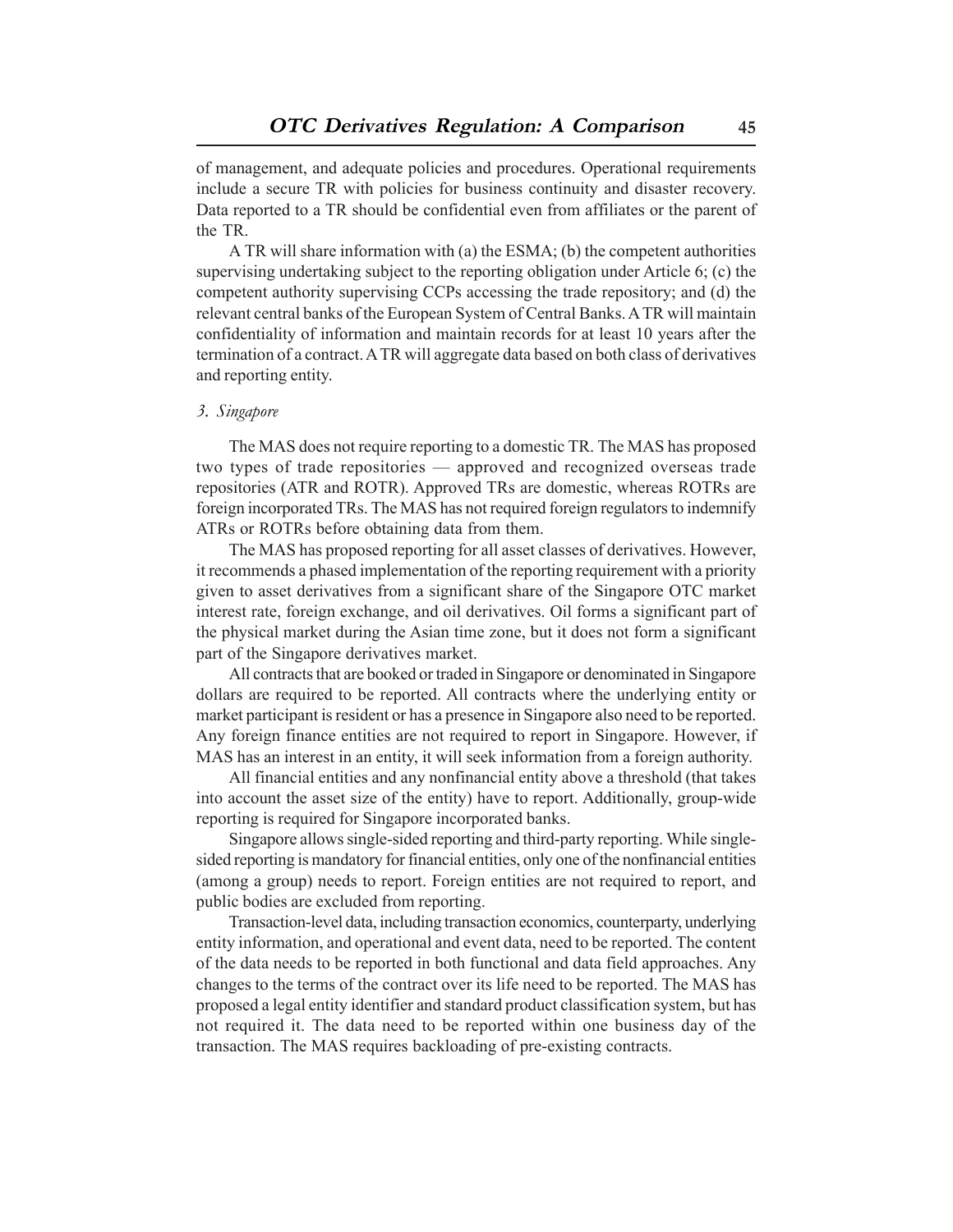of management, and adequate policies and procedures. Operational requirements include a secure TR with policies for business continuity and disaster recovery. Data reported to a TR should be confidential even from affiliates or the parent of the TR.

A TR will share information with (a) the ESMA; (b) the competent authorities supervising undertaking subject to the reporting obligation under Article 6; (c) the competent authority supervising CCPs accessing the trade repository; and (d) the relevant central banks of the European System of Central Banks. A TR will maintain confidentiality of information and maintain records for at least 10 years after the termination of a contract. A TR will aggregate data based on both class of derivatives and reporting entity.

### *3. Singapore*

The MAS does not require reporting to a domestic TR. The MAS has proposed two types of trade repositories — approved and recognized overseas trade repositories (ATR and ROTR). Approved TRs are domestic, whereas ROTRs are foreign incorporated TRs. The MAS has not required foreign regulators to indemnify ATRs or ROTRs before obtaining data from them.

The MAS has proposed reporting for all asset classes of derivatives. However, it recommends a phased implementation of the reporting requirement with a priority given to asset derivatives from a significant share of the Singapore OTC market interest rate, foreign exchange, and oil derivatives. Oil forms a significant part of the physical market during the Asian time zone, but it does not form a significant part of the Singapore derivatives market.

All contracts that are booked or traded in Singapore or denominated in Singapore dollars are required to be reported. All contracts where the underlying entity or market participant is resident or has a presence in Singapore also need to be reported. Any foreign finance entities are not required to report in Singapore. However, if MAS has an interest in an entity, it will seek information from a foreign authority.

All financial entities and any nonfinancial entity above a threshold (that takes into account the asset size of the entity) have to report. Additionally, group-wide reporting is required for Singapore incorporated banks.

Singapore allows single-sided reporting and third-party reporting. While single-sided reporting is mandatory for financial entities, only one of the nonfinancial entities (among a group) needs to report. Foreign entities are not required to report, and public bodies are excluded from reporting.

Transaction-level data, including transaction economics, counterparty, underlying entity information, and operational and event data, need to be reported. The content of the data needs to be reported in both functional and data field approaches. Any changes to the terms of the contract over its life need to be reported. The MAS has proposed a legal entity identifier and standard product classification system, but has not required it. The data need to be reported within one business day of the transaction. The MAS requires backloading of pre-existing contracts.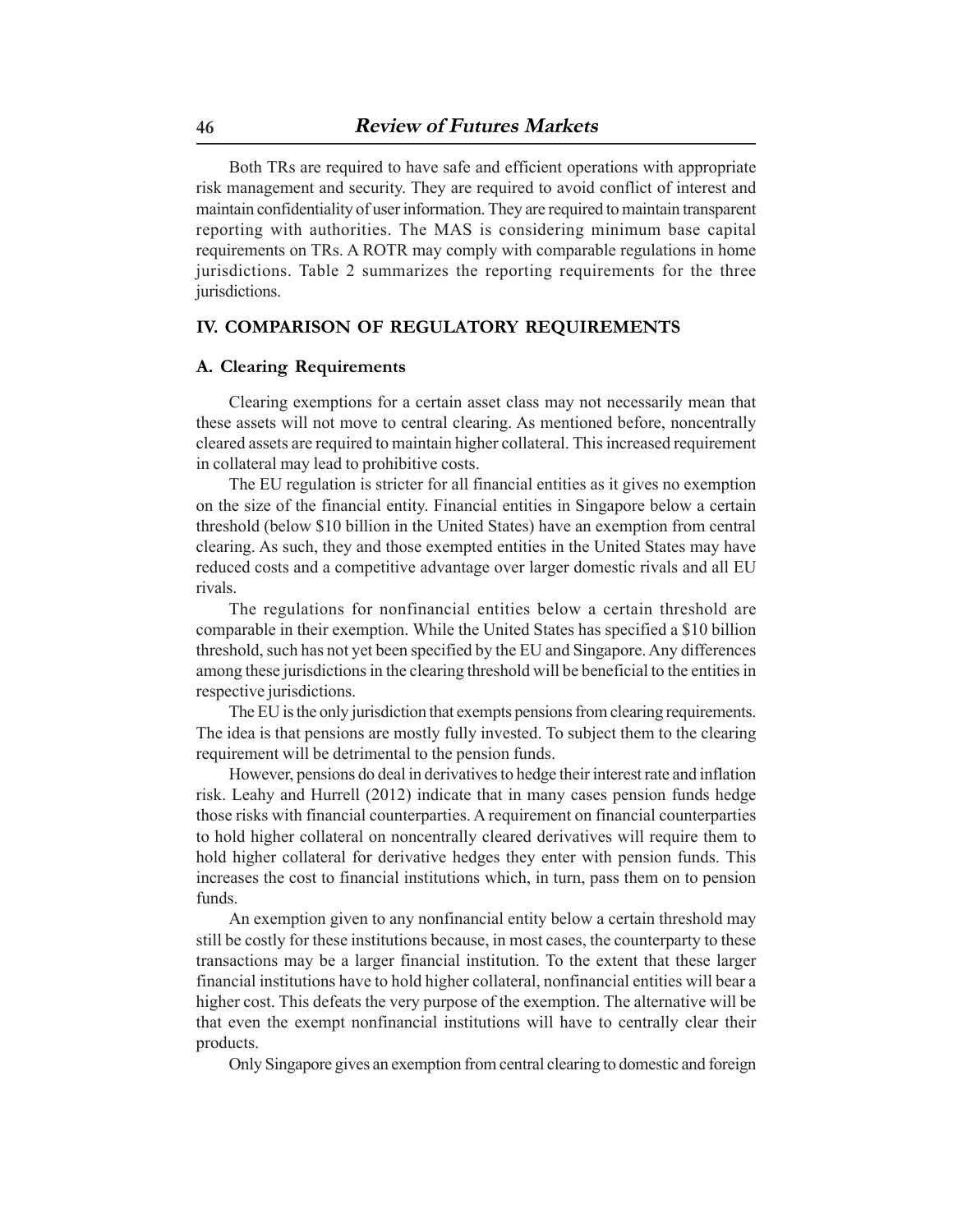Both TRs are required to have safe and efficient operations with appropriate risk management and security. They are required to avoid conflict of interest and maintain confidentiality of user information. They are required to maintain transparent reporting with authorities. The MAS is considering minimum base capital requirements on TRs. A ROTR may comply with comparable regulations in home jurisdictions. Table 2 summarizes the reporting requirements for the three jurisdictions.

## IV. COMPARISON OF REGULATORY REQUIREMENTS

### A. Clearing Requirements

Clearing exemptions for a certain asset class may not necessarily mean that these assets will not move to central clearing. As mentioned before, noncentrally cleared assets are required to maintain higher collateral. This increased requirement in collateral may lead to prohibitive costs.

The EU regulation is stricter for all financial entities as it gives no exemption on the size of the financial entity. Financial entities in Singapore below a certain threshold (below $10 billion in the United States) have an exemption from central clearing. As such, they and those exempted entities in the United States may have reduced costs and a competitive advantage over larger domestic rivals and all EU rivals.

The regulations for nonfinancial entities below a certain threshold are comparable in their exemption. While the United States has specified a $10 billion threshold, such has not yet been specified by the EU and Singapore. Any differences among these jurisdictions in the clearing threshold will be beneficial to the entities in respective jurisdictions.

The EU is the only jurisdiction that exempts pensions from clearing requirements. The idea is that pensions are mostly fully invested. To subject them to the clearing requirement will be detrimental to the pension funds.

However, pensions do deal in derivatives to hedge their interest rate and inflation risk. Leahy and Hurrell (2012) indicate that in many cases pension funds hedge those risks with financial counterparties. A requirement on financial counterparties to hold higher collateral on noncentrally cleared derivatives will require them to hold higher collateral for derivative hedges they enter with pension funds. This increases the cost to financial institutions which, in turn, pass them on to pension funds.

An exemption given to any nonfinancial entity below a certain threshold may still be costly for these institutions because, in most cases, the counterparty to these transactions may be a larger financial institution. To the extent that these larger financial institutions have to hold higher collateral, nonfinancial entities will bear a higher cost. This defeats the very purpose of the exemption. The alternative will be that even the exempt nonfinancial institutions will have to centrally clear their products.

Only Singapore gives an exemption from central clearing to domestic and foreign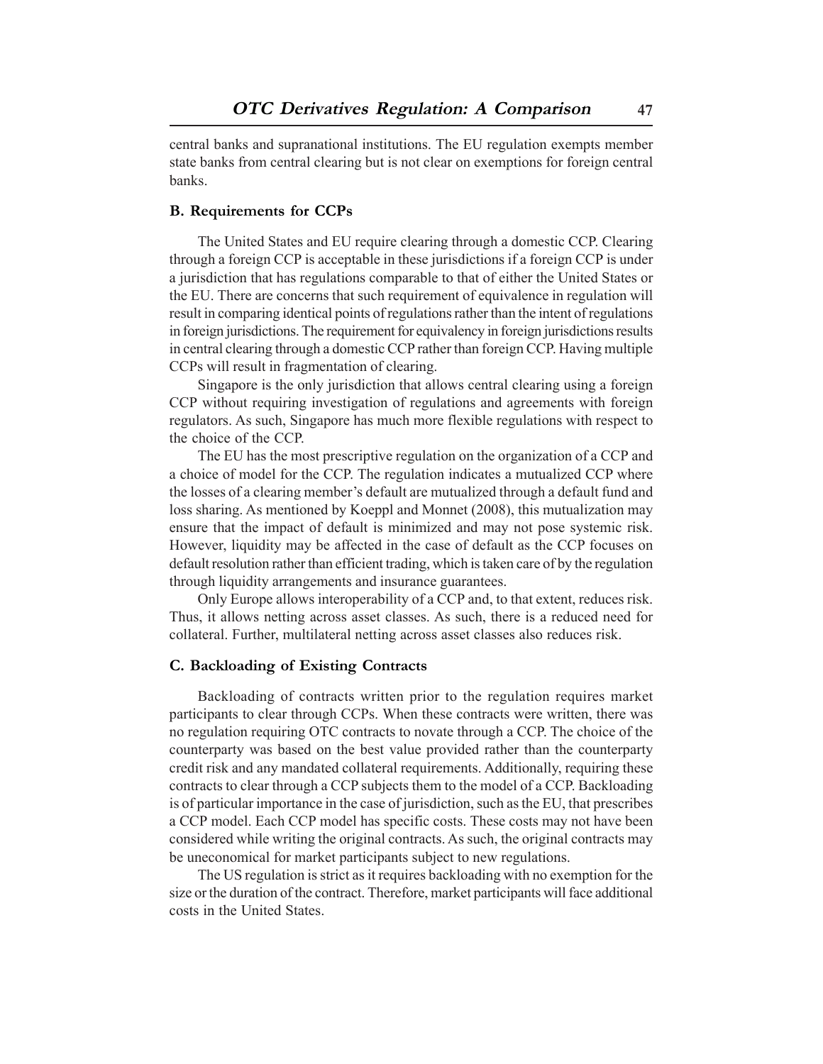central banks and supranational institutions. The EU regulation exempts member state banks from central clearing but is not clear on exemptions for foreign central banks.

### B. Requirements for CCPs

The United States and EU require clearing through a domestic CCP. Clearing through a foreign CCP is acceptable in these jurisdictions if a foreign CCP is under a jurisdiction that has regulations comparable to that of either the United States or the EU. There are concerns that such requirement of equivalence in regulation will result in comparing identical points of regulations rather than the intent of regulations in foreign jurisdictions. The requirement for equivalency in foreign jurisdictions results in central clearing through a domestic CCP rather than foreign CCP. Having multiple CCPs will result in fragmentation of clearing.

Singapore is the only jurisdiction that allows central clearing using a foreign CCP without requiring investigation of regulations and agreements with foreign regulators. As such, Singapore has much more flexible regulations with respect to the choice of the CCP.

The EU has the most prescriptive regulation on the organization of a CCP and a choice of model for the CCP. The regulation indicates a mutualized CCP where the losses of a clearing member's default are mutualized through a default fund and loss sharing. As mentioned by Koeppl and Monnet (2008), this mutualization may ensure that the impact of default is minimized and may not pose systemic risk. However, liquidity may be affected in the case of default as the CCP focuses on default resolution rather than efficient trading, which is taken care of by the regulation through liquidity arrangements and insurance guarantees.

Only Europe allows interoperability of a CCP and, to that extent, reduces risk. Thus, it allows netting across asset classes. As such, there is a reduced need for collateral. Further, multilateral netting across asset classes also reduces risk.

### C. Backloading of Existing Contracts

Backloading of contracts written prior to the regulation requires market participants to clear through CCPs. When these contracts were written, there was no regulation requiring OTC contracts to novate through a CCP. The choice of the counterparty was based on the best value provided rather than the counterparty credit risk and any mandated collateral requirements. Additionally, requiring these contracts to clear through a CCP subjects them to the model of a CCP. Backloading is of particular importance in the case of jurisdiction, such as the EU, that prescribes a CCP model. Each CCP model has specific costs. These costs may not have been considered while writing the original contracts. As such, the original contracts may be uneconomical for market participants subject to new regulations.

The US regulation is strict as it requires backloading with no exemption for the size or the duration of the contract. Therefore, market participants will face additional costs in the United States.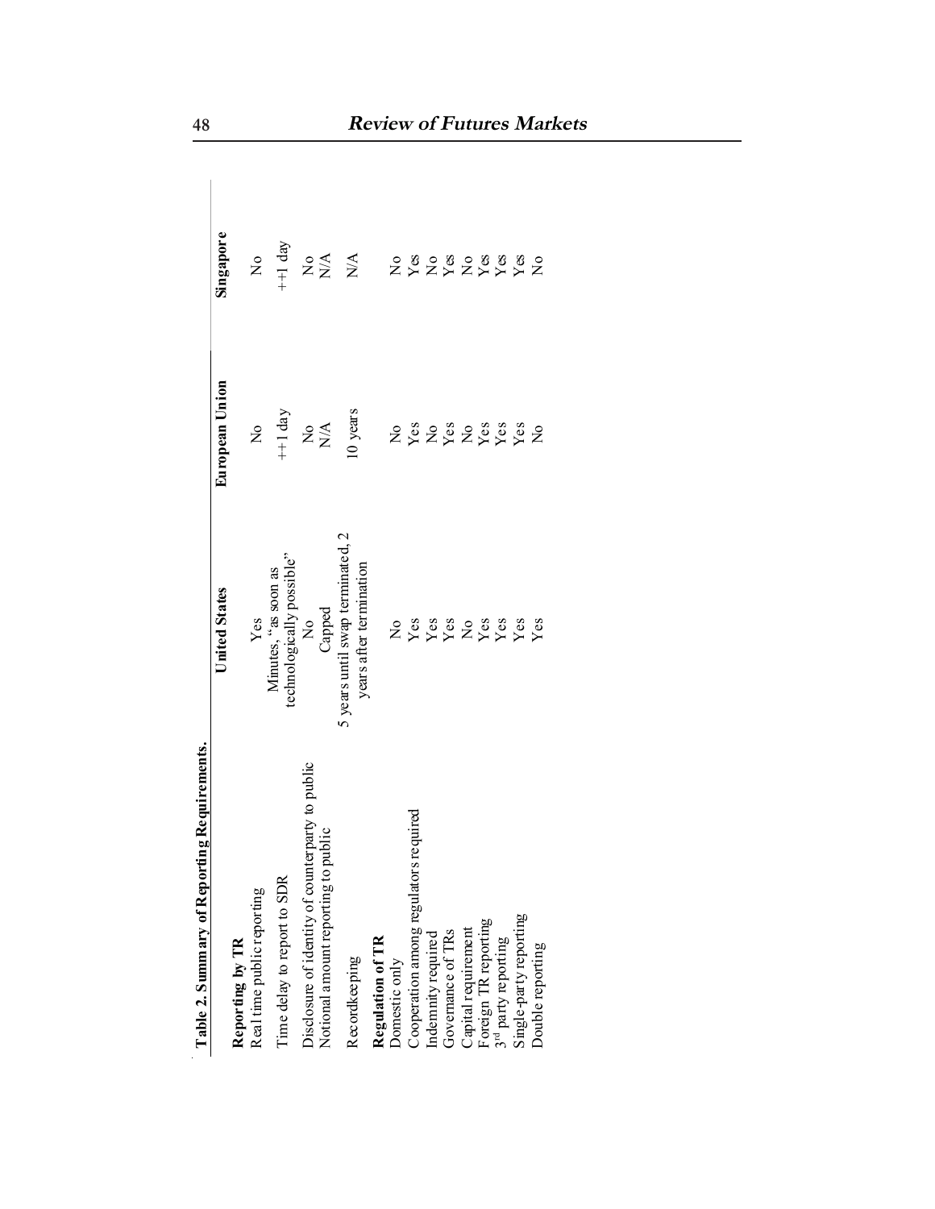**Table 2. Summary of Reporting Requirements.**

| | United States | European Union | Singapore |
|---|---|---|---|
| **Reporting by TR** | | | |
| Real time public reporting | Yes | No | No |
| Time delay to report to SDR | Minutes, "as soon as technologically possible" | ++1 day | ++1 day |
| Disclosure of identity of counterparty to public | No | No | No |
| Notional amount reporting to public | Capped | N/A | N/A |
| Recordkeeping | 5 years until swap terminated, 2 years after termination | 10 years | N/A |
| **Regulation of TR** | | | |
| Domestic only | No | No | No |
| Cooperation among regulators required | Yes | Yes | Yes |
| Indemnity required | Yes | No | No |
| Governance of TRs | Yes | Yes | Yes |
| Capital requirement | No | No | No |
| Foreign TR reporting | Yes | Yes | Yes |
| 3rd party reporting | Yes | Yes | Yes |
| Single-party reporting | Yes | Yes | Yes |
| Double reporting | Yes | No | No |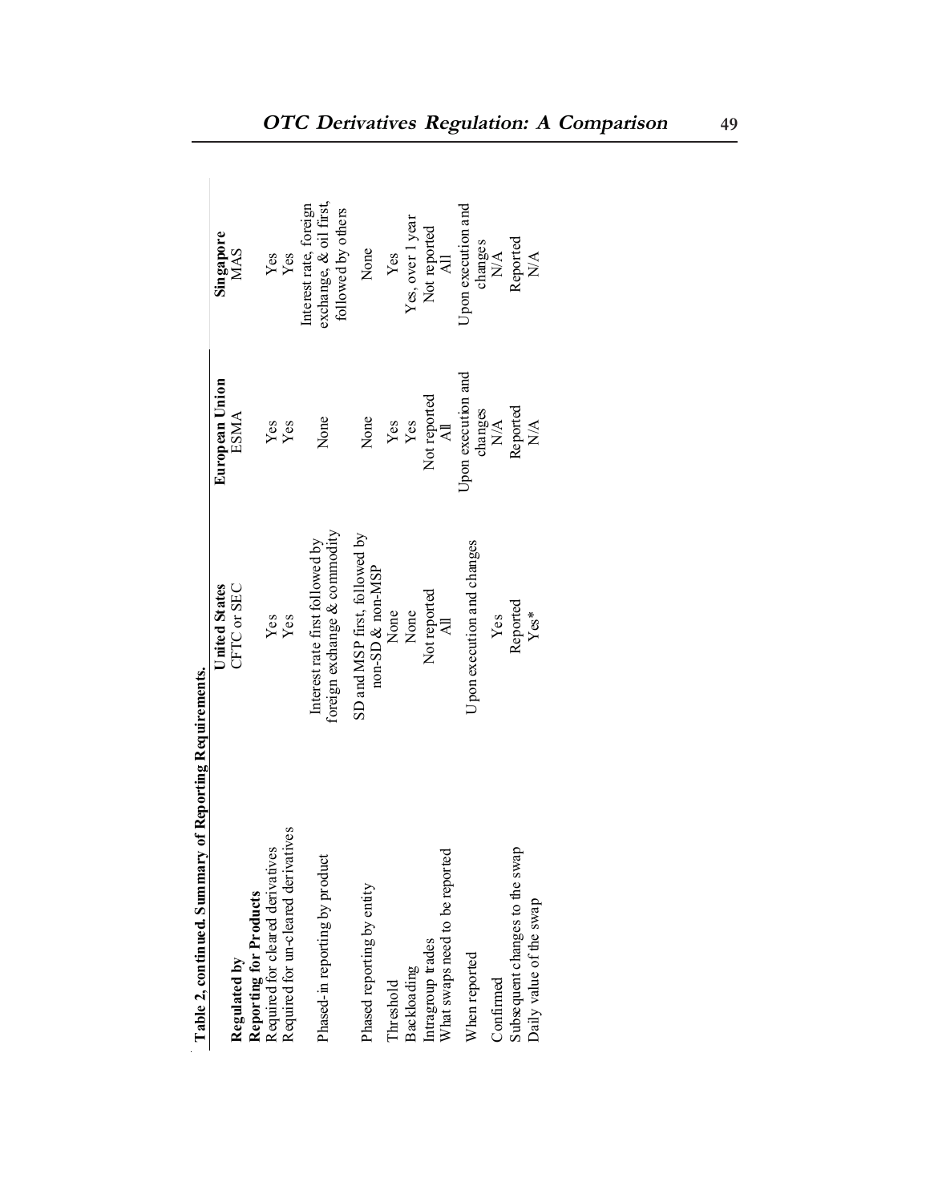**Table 2, continued. Summary of Reporting Requirements.**

| | United States | European Union | Singapore |
|---|---|---|---|
| **Regulated by** | CFTC or SEC | ESMA | MAS |
| **Reporting for Products** | | | |
| Required for cleared derivatives | Yes | Yes | Yes |
| Required for un-cleared derivatives | Yes | Yes | Yes |
| Phased-in reporting by product | Interest rate first followed by foreign exchange & commodity | None | Interest rate, foreign exchange, & oil first, followed by others |
| Phased reporting by entity | SD and MSP first, followed by non-SD & non-MSP | None | None |
| Threshold | None | Yes | Yes |
| Backloading | None | Yes | Yes, over 1 year |
| Intragroup trades | Not reported | Not reported | Not reported |
| What swaps need to be reported | All | All | All |
| When reported | Upon execution and changes | Upon execution and changes | Upon execution and changes |
| Confirmed | Yes | N/A | N/A |
| Subsequent changes to the swap | Reported | Reported | Reported |
| Daily value of the swap | Yes* | N/A | N/A |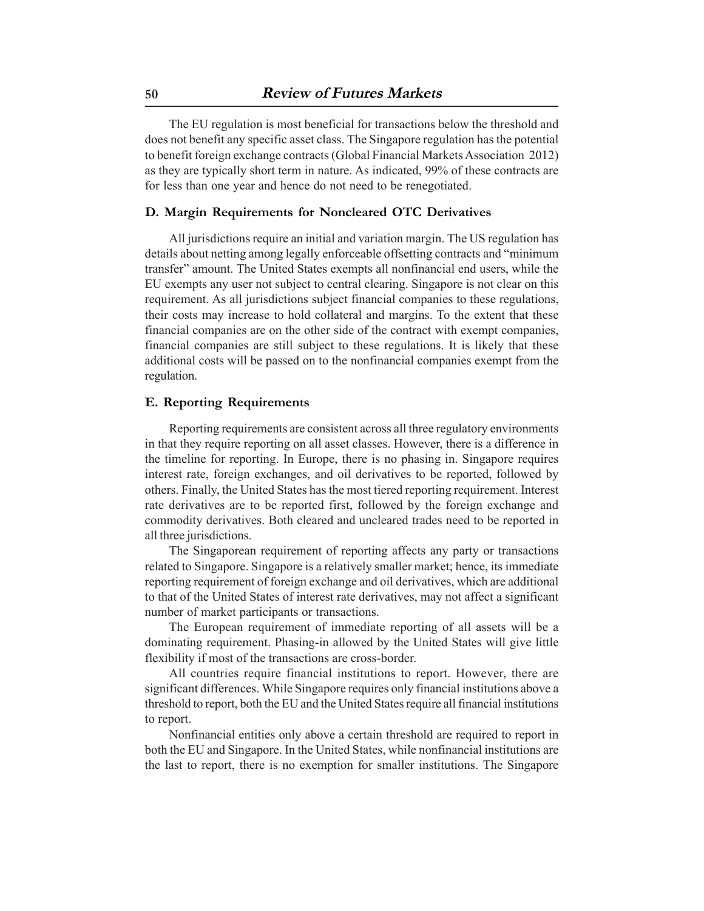The EU regulation is most beneficial for transactions below the threshold and does not benefit any specific asset class. The Singapore regulation has the potential to benefit foreign exchange contracts (Global Financial Markets Association 2012) as they are typically short term in nature. As indicated, 99% of these contracts are for less than one year and hence do not need to be renegotiated.

### D. Margin Requirements for Noncleared OTC Derivatives

All jurisdictions require an initial and variation margin. The US regulation has details about netting among legally enforceable offsetting contracts and "minimum transfer" amount. The United States exempts all nonfinancial end users, while the EU exempts any user not subject to central clearing. Singapore is not clear on this requirement. As all jurisdictions subject financial companies to these regulations, their costs may increase to hold collateral and margins. To the extent that these financial companies are on the other side of the contract with exempt companies, financial companies are still subject to these regulations. It is likely that these additional costs will be passed on to the nonfinancial companies exempt from the regulation.

### E. Reporting Requirements

Reporting requirements are consistent across all three regulatory environments in that they require reporting on all asset classes. However, there is a difference in the timeline for reporting. In Europe, there is no phasing in. Singapore requires interest rate, foreign exchanges, and oil derivatives to be reported, followed by others. Finally, the United States has the most tiered reporting requirement. Interest rate derivatives are to be reported first, followed by the foreign exchange and commodity derivatives. Both cleared and uncleared trades need to be reported in all three jurisdictions.

The Singaporean requirement of reporting affects any party or transactions related to Singapore. Singapore is a relatively smaller market; hence, its immediate reporting requirement of foreign exchange and oil derivatives, which are additional to that of the United States of interest rate derivatives, may not affect a significant number of market participants or transactions.

The European requirement of immediate reporting of all assets will be a dominating requirement. Phasing-in allowed by the United States will give little flexibility if most of the transactions are cross-border.

All countries require financial institutions to report. However, there are significant differences. While Singapore requires only financial institutions above a threshold to report, both the EU and the United States require all financial institutions to report.

Nonfinancial entities only above a certain threshold are required to report in both the EU and Singapore. In the United States, while nonfinancial institutions are the last to report, there is no exemption for smaller institutions. The Singapore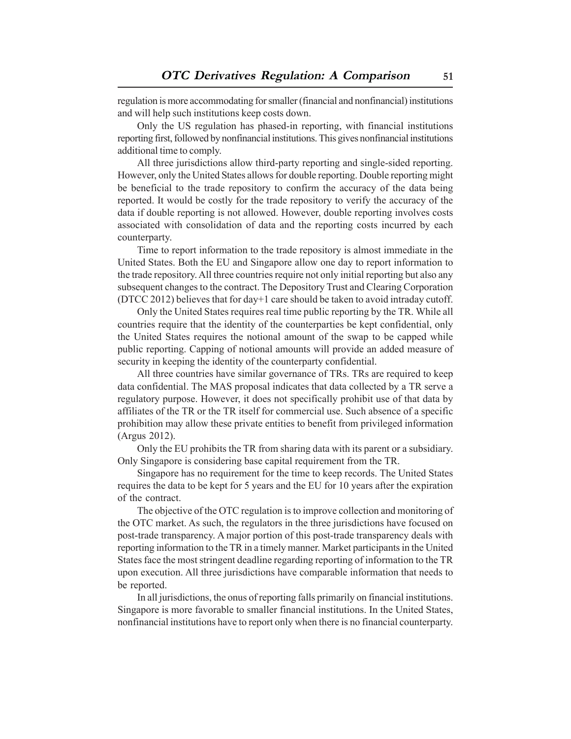regulation is more accommodating for smaller (financial and nonfinancial) institutions and will help such institutions keep costs down.

Only the US regulation has phased-in reporting, with financial institutions reporting first, followed by nonfinancial institutions. This gives nonfinancial institutions additional time to comply.

All three jurisdictions allow third-party reporting and single-sided reporting. However, only the United States allows for double reporting. Double reporting might be beneficial to the trade repository to confirm the accuracy of the data being reported. It would be costly for the trade repository to verify the accuracy of the data if double reporting is not allowed. However, double reporting involves costs associated with consolidation of data and the reporting costs incurred by each counterparty.

Time to report information to the trade repository is almost immediate in the United States. Both the EU and Singapore allow one day to report information to the trade repository. All three countries require not only initial reporting but also any subsequent changes to the contract. The Depository Trust and Clearing Corporation (DTCC 2012) believes that for day+1 care should be taken to avoid intraday cutoff.

Only the United States requires real time public reporting by the TR. While all countries require that the identity of the counterparties be kept confidential, only the United States requires the notional amount of the swap to be capped while public reporting. Capping of notional amounts will provide an added measure of security in keeping the identity of the counterparty confidential.

All three countries have similar governance of TRs. TRs are required to keep data confidential. The MAS proposal indicates that data collected by a TR serve a regulatory purpose. However, it does not specifically prohibit use of that data by affiliates of the TR or the TR itself for commercial use. Such absence of a specific prohibition may allow these private entities to benefit from privileged information (Argus 2012).

Only the EU prohibits the TR from sharing data with its parent or a subsidiary. Only Singapore is considering base capital requirement from the TR.

Singapore has no requirement for the time to keep records. The United States requires the data to be kept for 5 years and the EU for 10 years after the expiration of the contract.

The objective of the OTC regulation is to improve collection and monitoring of the OTC market. As such, the regulators in the three jurisdictions have focused on post-trade transparency. A major portion of this post-trade transparency deals with reporting information to the TR in a timely manner. Market participants in the United States face the most stringent deadline regarding reporting of information to the TR upon execution. All three jurisdictions have comparable information that needs to be reported.

In all jurisdictions, the onus of reporting falls primarily on financial institutions. Singapore is more favorable to smaller financial institutions. In the United States, nonfinancial institutions have to report only when there is no financial counterparty.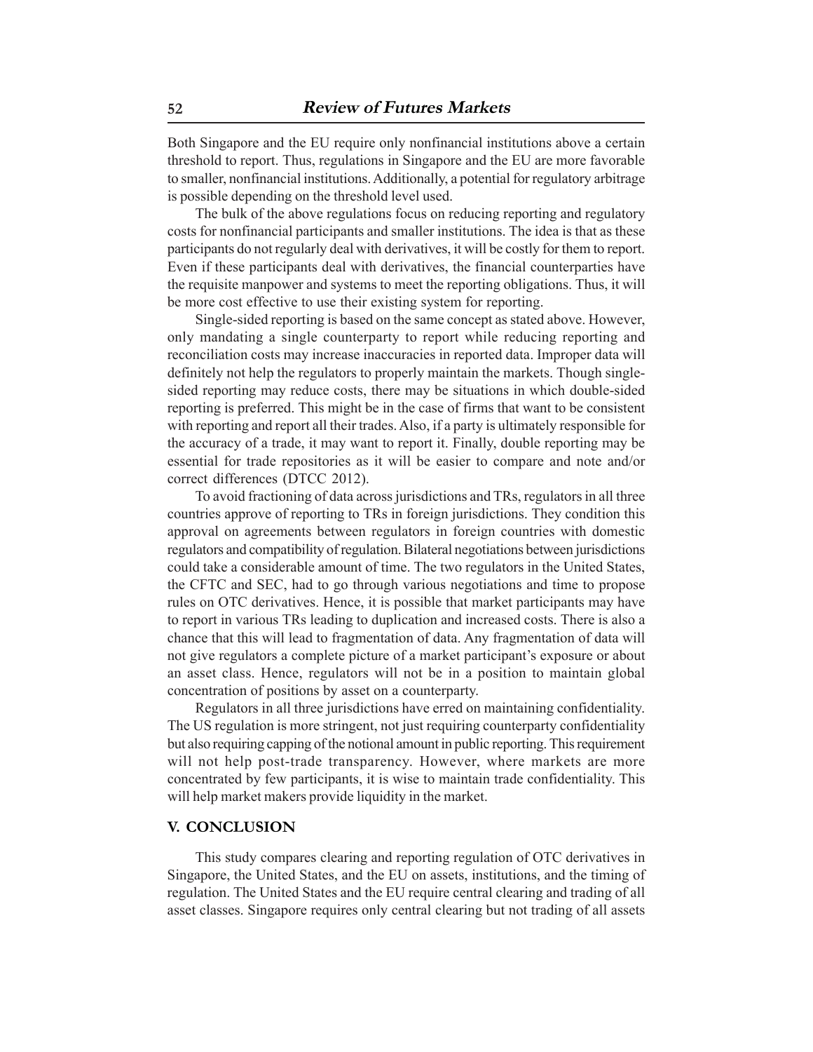Both Singapore and the EU require only nonfinancial institutions above a certain threshold to report. Thus, regulations in Singapore and the EU are more favorable to smaller, nonfinancial institutions. Additionally, a potential for regulatory arbitrage is possible depending on the threshold level used.

The bulk of the above regulations focus on reducing reporting and regulatory costs for nonfinancial participants and smaller institutions. The idea is that as these participants do not regularly deal with derivatives, it will be costly for them to report. Even if these participants deal with derivatives, the financial counterparties have the requisite manpower and systems to meet the reporting obligations. Thus, it will be more cost effective to use their existing system for reporting.

Single-sided reporting is based on the same concept as stated above. However, only mandating a single counterparty to report while reducing reporting and reconciliation costs may increase inaccuracies in reported data. Improper data will definitely not help the regulators to properly maintain the markets. Though single-sided reporting may reduce costs, there may be situations in which double-sided reporting is preferred. This might be in the case of firms that want to be consistent with reporting and report all their trades. Also, if a party is ultimately responsible for the accuracy of a trade, it may want to report it. Finally, double reporting may be essential for trade repositories as it will be easier to compare and note and/or correct differences (DTCC 2012).

To avoid fractioning of data across jurisdictions and TRs, regulators in all three countries approve of reporting to TRs in foreign jurisdictions. They condition this approval on agreements between regulators in foreign countries with domestic regulators and compatibility of regulation. Bilateral negotiations between jurisdictions could take a considerable amount of time. The two regulators in the United States, the CFTC and SEC, had to go through various negotiations and time to propose rules on OTC derivatives. Hence, it is possible that market participants may have to report in various TRs leading to duplication and increased costs. There is also a chance that this will lead to fragmentation of data. Any fragmentation of data will not give regulators a complete picture of a market participant's exposure or about an asset class. Hence, regulators will not be in a position to maintain global concentration of positions by asset on a counterparty.

Regulators in all three jurisdictions have erred on maintaining confidentiality. The US regulation is more stringent, not just requiring counterparty confidentiality but also requiring capping of the notional amount in public reporting. This requirement will not help post-trade transparency. However, where markets are more concentrated by few participants, it is wise to maintain trade confidentiality. This will help market makers provide liquidity in the market.

## V. CONCLUSION

This study compares clearing and reporting regulation of OTC derivatives in Singapore, the United States, and the EU on assets, institutions, and the timing of regulation. The United States and the EU require central clearing and trading of all asset classes. Singapore requires only central clearing but not trading of all assets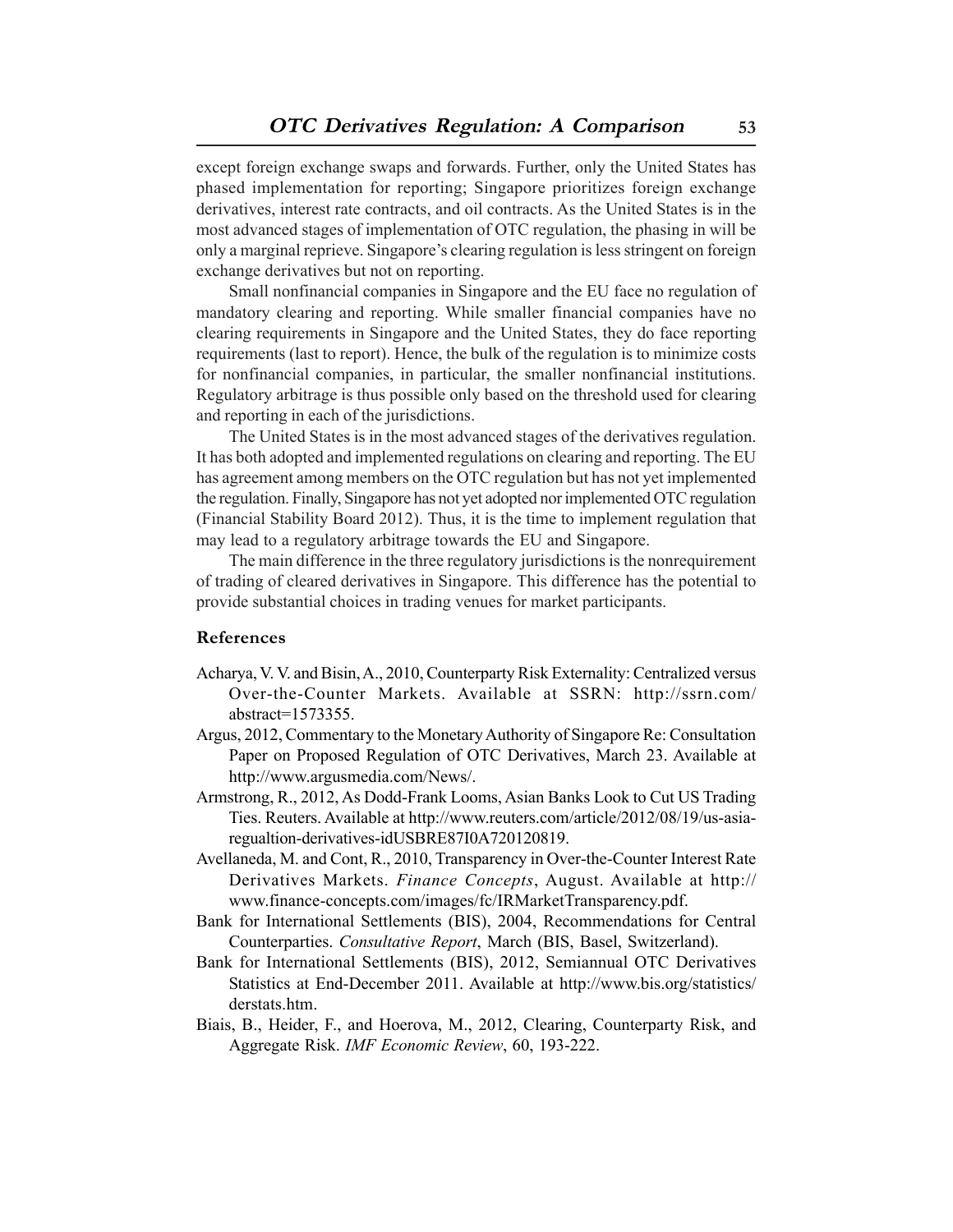except foreign exchange swaps and forwards. Further, only the United States has phased implementation for reporting; Singapore prioritizes foreign exchange derivatives, interest rate contracts, and oil contracts. As the United States is in the most advanced stages of implementation of OTC regulation, the phasing in will be only a marginal reprieve. Singapore's clearing regulation is less stringent on foreign exchange derivatives but not on reporting.

Small nonfinancial companies in Singapore and the EU face no regulation of mandatory clearing and reporting. While smaller financial companies have no clearing requirements in Singapore and the United States, they do face reporting requirements (last to report). Hence, the bulk of the regulation is to minimize costs for nonfinancial companies, in particular, the smaller nonfinancial institutions. Regulatory arbitrage is thus possible only based on the threshold used for clearing and reporting in each of the jurisdictions.

The United States is in the most advanced stages of the derivatives regulation. It has both adopted and implemented regulations on clearing and reporting. The EU has agreement among members on the OTC regulation but has not yet implemented the regulation. Finally, Singapore has not yet adopted nor implemented OTC regulation (Financial Stability Board 2012). Thus, it is the time to implement regulation that may lead to a regulatory arbitrage towards the EU and Singapore.

The main difference in the three regulatory jurisdictions is the nonrequirement of trading of cleared derivatives in Singapore. This difference has the potential to provide substantial choices in trading venues for market participants.

## References

Acharya, V. V. and Bisin, A., 2010, Counterparty Risk Externality: Centralized versus Over-the-Counter Markets. Available at SSRN: http://ssrn.com/abstract=1573355.

Argus, 2012, Commentary to the Monetary Authority of Singapore Re: Consultation Paper on Proposed Regulation of OTC Derivatives, March 23. Available at http://www.argusmedia.com/News/.

Armstrong, R., 2012, As Dodd-Frank Looms, Asian Banks Look to Cut US Trading Ties. Reuters. Available at http://www.reuters.com/article/2012/08/19/us-asia-regualtion-derivatives-idUSBRE87I0A720120819.

Avellaneda, M. and Cont, R., 2010, Transparency in Over-the-Counter Interest Rate Derivatives Markets. *Finance Concepts*, August. Available at http://www.finance-concepts.com/images/fc/IRMarketTransparency.pdf.

Bank for International Settlements (BIS), 2004, Recommendations for Central Counterparties. *Consultative Report*, March (BIS, Basel, Switzerland).

Bank for International Settlements (BIS), 2012, Semiannual OTC Derivatives Statistics at End-December 2011. Available at http://www.bis.org/statistics/derstats.htm.

Biais, B., Heider, F., and Hoerova, M., 2012, Clearing, Counterparty Risk, and Aggregate Risk. *IMF Economic Review*, 60, 193-222.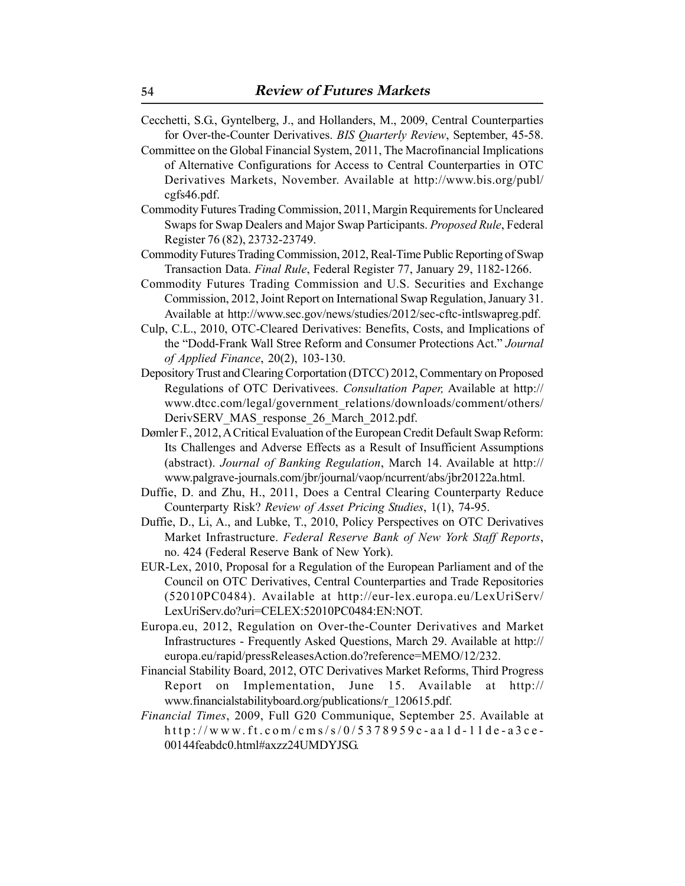Cecchetti, S.G., Gyntelberg, J., and Hollanders, M., 2009, Central Counterparties for Over-the-Counter Derivatives. *BIS Quarterly Review*, September, 45-58.

Committee on the Global Financial System, 2011, The Macrofinancial Implications of Alternative Configurations for Access to Central Counterparties in OTC Derivatives Markets, November. Available at http://www.bis.org/publ/cgfs46.pdf.

Commodity Futures Trading Commission, 2011, Margin Requirements for Uncleared Swaps for Swap Dealers and Major Swap Participants. *Proposed Rule*, Federal Register 76 (82), 23732-23749.

Commodity Futures Trading Commission, 2012, Real-Time Public Reporting of Swap Transaction Data. *Final Rule*, Federal Register 77, January 29, 1182-1266.

Commodity Futures Trading Commission and U.S. Securities and Exchange Commission, 2012, Joint Report on International Swap Regulation, January 31. Available at http://www.sec.gov/news/studies/2012/sec-cftc-intlswapreg.pdf.

Culp, C.L., 2010, OTC-Cleared Derivatives: Benefits, Costs, and Implications of the "Dodd-Frank Wall Stree Reform and Consumer Protections Act." *Journal of Applied Finance*, 20(2), 103-130.

Depository Trust and Clearing Corportation (DTCC) 2012, Commentary on Proposed Regulations of OTC Derivativees. *Consultation Paper,* Available at http://www.dtcc.com/legal/government_relations/downloads/comment/others/DerivSERV_MAS_response_26_March_2012.pdf.

Dømler F., 2012, A Critical Evaluation of the European Credit Default Swap Reform: Its Challenges and Adverse Effects as a Result of Insufficient Assumptions (abstract). *Journal of Banking Regulation*, March 14. Available at http://www.palgrave-journals.com/jbr/journal/vaop/ncurrent/abs/jbr20122a.html.

Duffie, D. and Zhu, H., 2011, Does a Central Clearing Counterparty Reduce Counterparty Risk? *Review of Asset Pricing Studies*, 1(1), 74-95.

Duffie, D., Li, A., and Lubke, T., 2010, Policy Perspectives on OTC Derivatives Market Infrastructure. *Federal Reserve Bank of New York Staff Reports*, no. 424 (Federal Reserve Bank of New York).

EUR-Lex, 2010, Proposal for a Regulation of the European Parliament and of the Council on OTC Derivatives, Central Counterparties and Trade Repositories (52010PC0484). Available at http://eur-lex.europa.eu/LexUriServ/LexUriServ.do?uri=CELEX:52010PC0484:EN:NOT.

Europa.eu, 2012, Regulation on Over-the-Counter Derivatives and Market Infrastructures - Frequently Asked Questions, March 29. Available at http://europa.eu/rapid/pressReleasesAction.do?reference=MEMO/12/232.

Financial Stability Board, 2012, OTC Derivatives Market Reforms, Third Progress Report on Implementation, June 15. Available at http://www.financialstabilityboard.org/publications/r_120615.pdf.

*Financial Times*, 2009, Full G20 Communique, September 25. Available at http://www.ft.com/cms/s/0/5378959c-aa1d-11de-a3ce-00144feabdc0.html#axzz24UMDYJSG.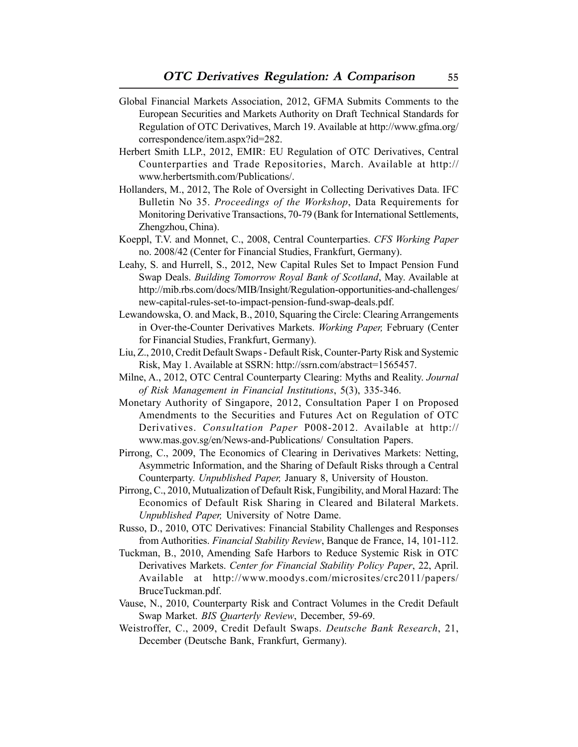Global Financial Markets Association, 2012, GFMA Submits Comments to the European Securities and Markets Authority on Draft Technical Standards for Regulation of OTC Derivatives, March 19. Available at http://www.gfma.org/correspondence/item.aspx?id=282.

Herbert Smith LLP., 2012, EMIR: EU Regulation of OTC Derivatives, Central Counterparties and Trade Repositories, March. Available at http://www.herbertsmith.com/Publications/.

Hollanders, M., 2012, The Role of Oversight in Collecting Derivatives Data. IFC Bulletin No 35. *Proceedings of the Workshop*, Data Requirements for Monitoring Derivative Transactions, 70-79 (Bank for International Settlements, Zhengzhou, China).

Koeppl, T.V. and Monnet, C., 2008, Central Counterparties. *CFS Working Paper* no. 2008/42 (Center for Financial Studies, Frankfurt, Germany).

Leahy, S. and Hurrell, S., 2012, New Capital Rules Set to Impact Pension Fund Swap Deals. *Building Tomorrow Royal Bank of Scotland*, May. Available at http://mib.rbs.com/docs/MIB/Insight/Regulation-opportunities-and-challenges/new-capital-rules-set-to-impact-pension-fund-swap-deals.pdf.

Lewandowska, O. and Mack, B., 2010, Squaring the Circle: Clearing Arrangements in Over-the-Counter Derivatives Markets. *Working Paper,* February (Center for Financial Studies, Frankfurt, Germany).

Liu, Z., 2010, Credit Default Swaps - Default Risk, Counter-Party Risk and Systemic Risk, May 1. Available at SSRN: http://ssrn.com/abstract=1565457.

Milne, A., 2012, OTC Central Counterparty Clearing: Myths and Reality. *Journal of Risk Management in Financial Institutions*, 5(3), 335-346.

Monetary Authority of Singapore, 2012, Consultation Paper I on Proposed Amendments to the Securities and Futures Act on Regulation of OTC Derivatives. *Consultation Paper* P008-2012. Available at http://www.mas.gov.sg/en/News-and-Publications/ Consultation Papers.

Pirrong, C., 2009, The Economics of Clearing in Derivatives Markets: Netting, Asymmetric Information, and the Sharing of Default Risks through a Central Counterparty. *Unpublished Paper,* January 8, University of Houston.

Pirrong, C., 2010, Mutualization of Default Risk, Fungibility, and Moral Hazard: The Economics of Default Risk Sharing in Cleared and Bilateral Markets. *Unpublished Paper,* University of Notre Dame.

Russo, D., 2010, OTC Derivatives: Financial Stability Challenges and Responses from Authorities. *Financial Stability Review*, Banque de France, 14, 101-112.

Tuckman, B., 2010, Amending Safe Harbors to Reduce Systemic Risk in OTC Derivatives Markets. *Center for Financial Stability Policy Paper*, 22, April. Available at http://www.moodys.com/microsites/crc2011/papers/BruceTuckman.pdf.

Vause, N., 2010, Counterparty Risk and Contract Volumes in the Credit Default Swap Market. *BIS Quarterly Review*, December, 59-69.

Weistroffer, C., 2009, Credit Default Swaps. *Deutsche Bank Research*, 21, December (Deutsche Bank, Frankfurt, Germany).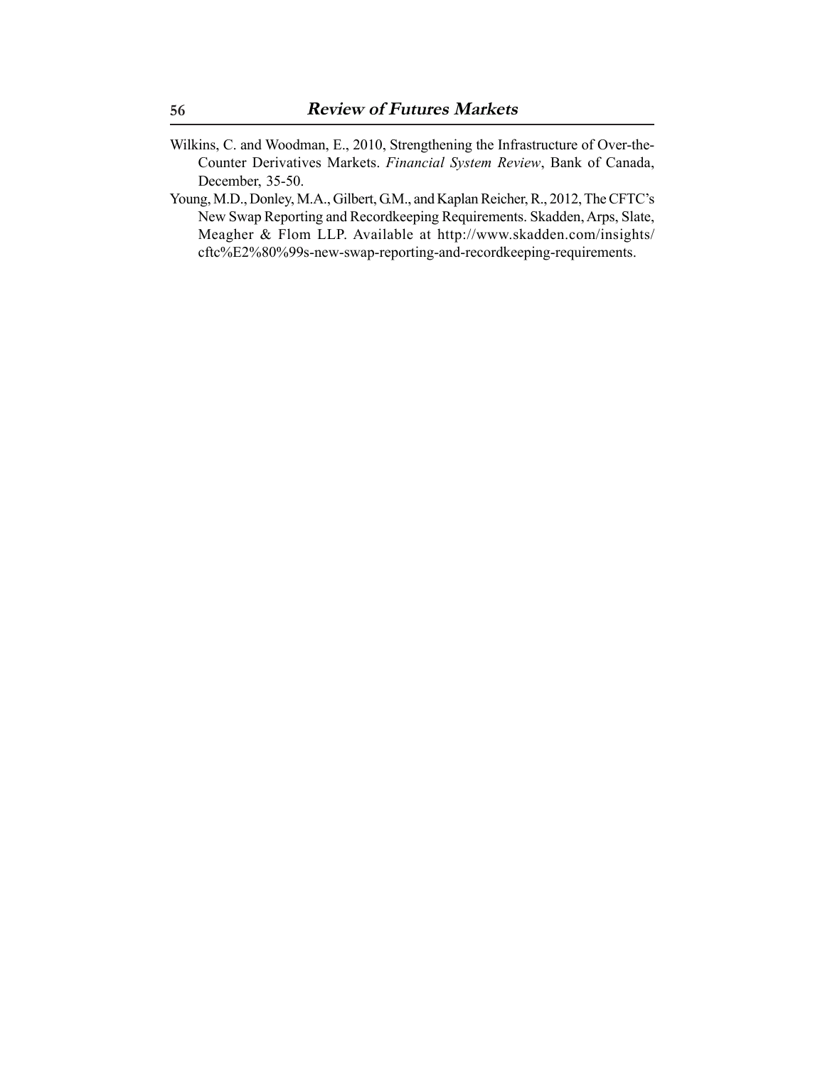Wilkins, C. and Woodman, E., 2010, Strengthening the Infrastructure of Over-the-Counter Derivatives Markets. *Financial System Review*, Bank of Canada, December, 35-50.

Young, M.D., Donley, M.A., Gilbert, G.M., and Kaplan Reicher, R., 2012, The CFTC's New Swap Reporting and Recordkeeping Requirements. Skadden, Arps, Slate, Meagher & Flom LLP. Available at http://www.skadden.com/insights/cftc%E2%80%99s-new-swap-reporting-and-recordkeeping-requirements.